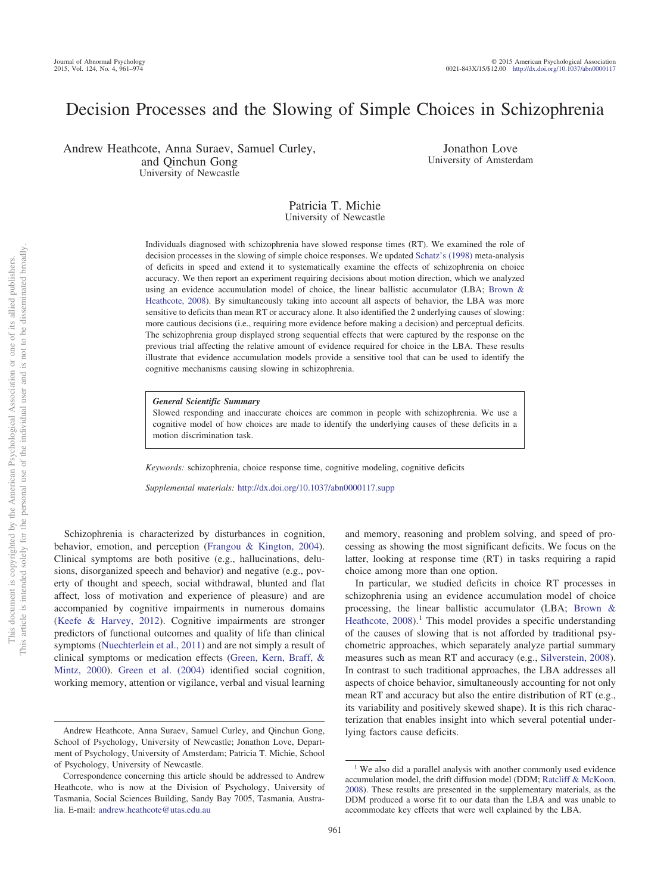# Decision Processes and the Slowing of Simple Choices in Schizophrenia

Andrew Heathcote, Anna Suraev, Samuel Curley, and Qinchun Gong
University of Newcastle

Jonathon Love
University of Amsterdam

Patricia T. Michie
University of Newcastle

Individuals diagnosed with schizophrenia have slowed response times (RT). We examined the role of decision processes in the slowing of simple choice responses. We updated Schatz's (1998) meta-analysis of deficits in speed and extend it to systematically examine the effects of schizophrenia on choice accuracy. We then report an experiment requiring decisions about motion direction, which we analyzed using an evidence accumulation model of choice, the linear ballistic accumulator (LBA; Brown & Heathcote, 2008). By simultaneously taking into account all aspects of behavior, the LBA was more sensitive to deficits than mean RT or accuracy alone. It also identified the 2 underlying causes of slowing: more cautious decisions (i.e., requiring more evidence before making a decision) and perceptual deficits. The schizophrenia group displayed strong sequential effects that were captured by the response on the previous trial affecting the relative amount of evidence required for choice in the LBA. These results illustrate that evidence accumulation models provide a sensitive tool that can be used to identify the cognitive mechanisms causing slowing in schizophrenia.

***General Scientific Summary***
Slowed responding and inaccurate choices are common in people with schizophrenia. We use a cognitive model of how choices are made to identify the underlying causes of these deficits in a motion discrimination task.

*Keywords:* schizophrenia, choice response time, cognitive modeling, cognitive deficits

*Supplemental materials:* http://dx.doi.org/10.1037/abn0000117.supp

Schizophrenia is characterized by disturbances in cognition, behavior, emotion, and perception (Frangou & Kington, 2004). Clinical symptoms are both positive (e.g., hallucinations, delusions, disorganized speech and behavior) and negative (e.g., poverty of thought and speech, social withdrawal, blunted and flat affect, loss of motivation and experience of pleasure) and are accompanied by cognitive impairments in numerous domains (Keefe & Harvey, 2012). Cognitive impairments are stronger predictors of functional outcomes and quality of life than clinical symptoms (Nuechterlein et al., 2011) and are not simply a result of clinical symptoms or medication effects (Green, Kern, Braff, & Mintz, 2000). Green et al. (2004) identified social cognition, working memory, attention or vigilance, verbal and visual learning and memory, reasoning and problem solving, and speed of processing as showing the most significant deficits. We focus on the latter, looking at response time (RT) in tasks requiring a rapid choice among more than one option.

In particular, we studied deficits in choice RT processes in schizophrenia using an evidence accumulation model of choice processing, the linear ballistic accumulator (LBA; Brown & Heathcote, 2008).[1] This model provides a specific understanding of the causes of slowing that is not afforded by traditional psychometric approaches, which separately analyze partial summary measures such as mean RT and accuracy (e.g., Silverstein, 2008). In contrast to such traditional approaches, the LBA addresses all aspects of choice behavior, simultaneously accounting for not only mean RT and accuracy but also the entire distribution of RT (e.g., its variability and positively skewed shape). It is this rich characterization that enables insight into which several potential underlying factors cause deficits.

Andrew Heathcote, Anna Suraev, Samuel Curley, and Qinchun Gong, School of Psychology, University of Newcastle; Jonathon Love, Department of Psychology, University of Amsterdam; Patricia T. Michie, School of Psychology, University of Newcastle.

Correspondence concerning this article should be addressed to Andrew Heathcote, who is now at the Division of Psychology, University of Tasmania, Social Sciences Building, Sandy Bay 7005, Tasmania, Australia. E-mail: andrew.heathcote@utas.edu.au

[1] We also did a parallel analysis with another commonly used evidence accumulation model, the drift diffusion model (DDM; Ratcliff & McKoon, 2008). These results are presented in the supplementary materials, as the DDM produced a worse fit to our data than the LBA and was unable to accommodate key effects that were well explained by the LBA.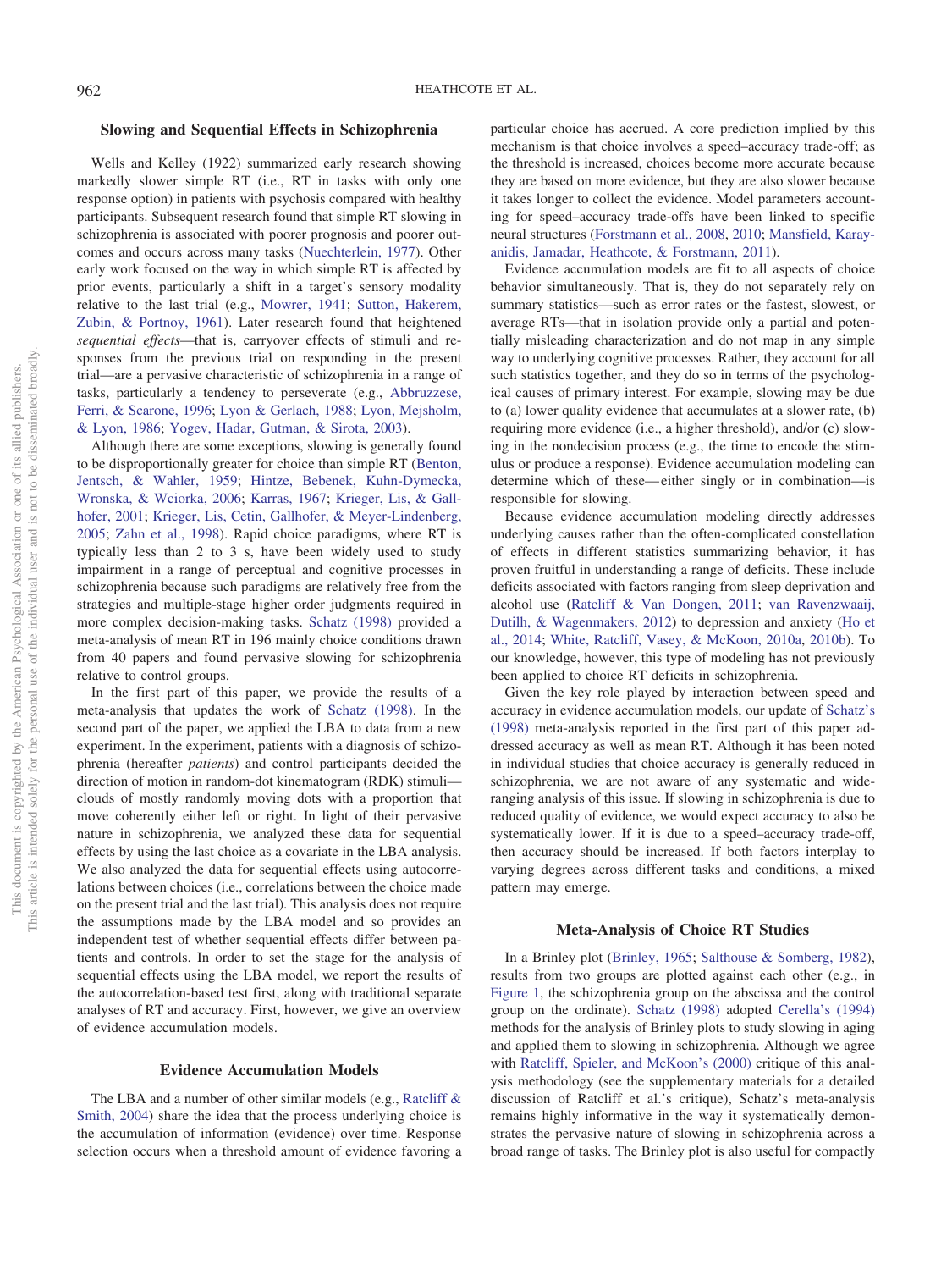## Slowing and Sequential Effects in Schizophrenia

Wells and Kelley (1922) summarized early research showing markedly slower simple RT (i.e., RT in tasks with only one response option) in patients with psychosis compared with healthy participants. Subsequent research found that simple RT slowing in schizophrenia is associated with poorer prognosis and poorer outcomes and occurs across many tasks (Nuechterlein, 1977). Other early work focused on the way in which simple RT is affected by prior events, particularly a shift in a target's sensory modality relative to the last trial (e.g., Mowrer, 1941; Sutton, Hakerem, Zubin, & Portnoy, 1961). Later research found that heightened *sequential effects*—that is, carryover effects of stimuli and responses from the previous trial on responding in the present trial—are a pervasive characteristic of schizophrenia in a range of tasks, particularly a tendency to perseverate (e.g., Abbruzzese, Ferri, & Scarone, 1996; Lyon & Gerlach, 1988; Lyon, Mejsholm, & Lyon, 1986; Yogev, Hadar, Gutman, & Sirota, 2003).

Although there are some exceptions, slowing is generally found to be disproportionally greater for choice than simple RT (Benton, Jentsch, & Wahler, 1959; Hintze, Bebenek, Kuhn-Dymecka, Wronska, & Wciorka, 2006; Karras, 1967; Krieger, Lis, & Gallhofer, 2001; Krieger, Lis, Cetin, Gallhofer, & Meyer-Lindenberg, 2005; Zahn et al., 1998). Rapid choice paradigms, where RT is typically less than 2 to 3 s, have been widely used to study impairment in a range of perceptual and cognitive processes in schizophrenia because such paradigms are relatively free from the strategies and multiple-stage higher order judgments required in more complex decision-making tasks. Schatz (1998) provided a meta-analysis of mean RT in 196 mainly choice conditions drawn from 40 papers and found pervasive slowing for schizophrenia relative to control groups.

In the first part of this paper, we provide the results of a meta-analysis that updates the work of Schatz (1998). In the second part of the paper, we applied the LBA to data from a new experiment. In the experiment, patients with a diagnosis of schizophrenia (hereafter *patients*) and control participants decided the direction of motion in random-dot kinematogram (RDK) stimuli—clouds of mostly randomly moving dots with a proportion that move coherently either left or right. In light of their pervasive nature in schizophrenia, we analyzed these data for sequential effects by using the last choice as a covariate in the LBA analysis. We also analyzed the data for sequential effects using autocorrelations between choices (i.e., correlations between the choice made on the present trial and the last trial). This analysis does not require the assumptions made by the LBA model and so provides an independent test of whether sequential effects differ between patients and controls. In order to set the stage for the analysis of sequential effects using the LBA model, we report the results of the autocorrelation-based test first, along with traditional separate analyses of RT and accuracy. First, however, we give an overview of evidence accumulation models.

## Evidence Accumulation Models

The LBA and a number of other similar models (e.g., Ratcliff & Smith, 2004) share the idea that the process underlying choice is the accumulation of information (evidence) over time. Response selection occurs when a threshold amount of evidence favoring a particular choice has accrued. A core prediction implied by this mechanism is that choice involves a speed–accuracy trade-off; as the threshold is increased, choices become more accurate because they are based on more evidence, but they are also slower because it takes longer to collect the evidence. Model parameters accounting for speed–accuracy trade-offs have been linked to specific neural structures (Forstmann et al., 2008, 2010; Mansfield, Karayanidis, Jamadar, Heathcote, & Forstmann, 2011).

Evidence accumulation models are fit to all aspects of choice behavior simultaneously. That is, they do not separately rely on summary statistics—such as error rates or the fastest, slowest, or average RTs—that in isolation provide only a partial and potentially misleading characterization and do not map in any simple way to underlying cognitive processes. Rather, they account for all such statistics together, and they do so in terms of the psychological causes of primary interest. For example, slowing may be due to (a) lower quality evidence that accumulates at a slower rate, (b) requiring more evidence (i.e., a higher threshold), and/or (c) slowing in the nondecision process (e.g., the time to encode the stimulus or produce a response). Evidence accumulation modeling can determine which of these—either singly or in combination—is responsible for slowing.

Because evidence accumulation modeling directly addresses underlying causes rather than the often-complicated constellation of effects in different statistics summarizing behavior, it has proven fruitful in understanding a range of deficits. These include deficits associated with factors ranging from sleep deprivation and alcohol use (Ratcliff & Van Dongen, 2011; van Ravenzwaaij, Dutilh, & Wagenmakers, 2012) to depression and anxiety (Ho et al., 2014; White, Ratcliff, Vasey, & McKoon, 2010a, 2010b). To our knowledge, however, this type of modeling has not previously been applied to choice RT deficits in schizophrenia.

Given the key role played by interaction between speed and accuracy in evidence accumulation models, our update of Schatz's (1998) meta-analysis reported in the first part of this paper addressed accuracy as well as mean RT. Although it has been noted in individual studies that choice accuracy is generally reduced in schizophrenia, we are not aware of any systematic and wide-ranging analysis of this issue. If slowing in schizophrenia is due to reduced quality of evidence, we would expect accuracy to also be systematically lower. If it is due to a speed–accuracy trade-off, then accuracy should be increased. If both factors interplay to varying degrees across different tasks and conditions, a mixed pattern may emerge.

## Meta-Analysis of Choice RT Studies

In a Brinley plot (Brinley, 1965; Salthouse & Somberg, 1982), results from two groups are plotted against each other (e.g., in Figure 1, the schizophrenia group on the abscissa and the control group on the ordinate). Schatz (1998) adopted Cerella's (1994) methods for the analysis of Brinley plots to study slowing in aging and applied them to slowing in schizophrenia. Although we agree with Ratcliff, Spieler, and McKoon's (2000) critique of this analysis methodology (see the supplementary materials for a detailed discussion of Ratcliff et al.'s critique), Schatz's meta-analysis remains highly informative in the way it systematically demonstrates the pervasive nature of slowing in schizophrenia across a broad range of tasks. The Brinley plot is also useful for compactly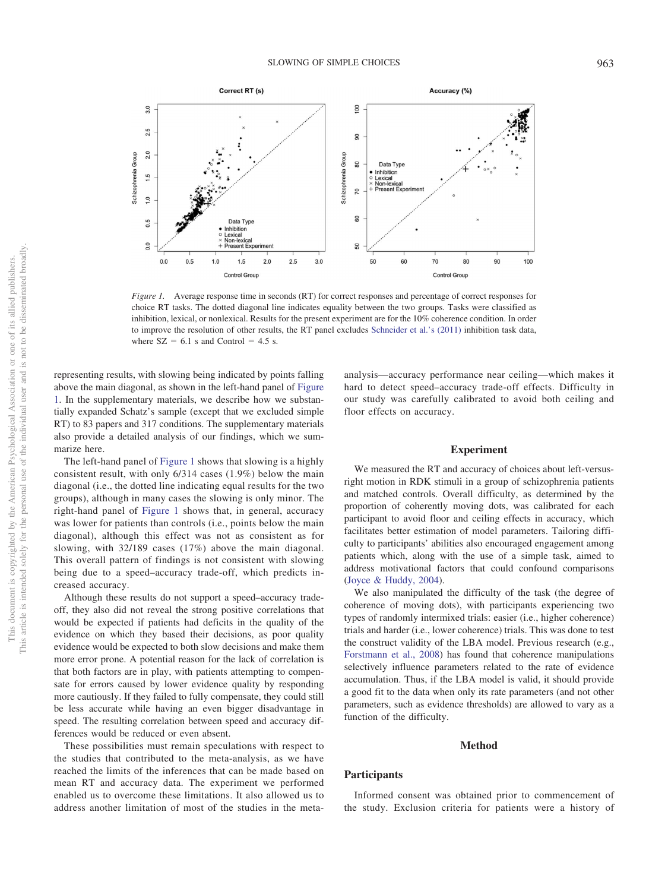*Figure 1.* Average response time in seconds (RT) for correct responses and percentage of correct responses for choice RT tasks. The dotted diagonal line indicates equality between the two groups. Tasks were classified as inhibition, lexical, or nonlexical. Results for the present experiment are for the 10% coherence condition. In order to improve the resolution of other results, the RT panel excludes Schneider et al.'s (2011) inhibition task data, where SZ = 6.1 s and Control = 4.5 s.

representing results, with slowing being indicated by points falling above the main diagonal, as shown in the left-hand panel of Figure 1. In the supplementary materials, we describe how we substantially expanded Schatz's sample (except that we excluded simple RT) to 83 papers and 317 conditions. The supplementary materials also provide a detailed analysis of our findings, which we summarize here.

The left-hand panel of Figure 1 shows that slowing is a highly consistent result, with only 6/314 cases (1.9%) below the main diagonal (i.e., the dotted line indicating equal results for the two groups), although in many cases the slowing is only minor. The right-hand panel of Figure 1 shows that, in general, accuracy was lower for patients than controls (i.e., points below the main diagonal), although this effect was not as consistent as for slowing, with 32/189 cases (17%) above the main diagonal. This overall pattern of findings is not consistent with slowing being due to a speed–accuracy trade-off, which predicts increased accuracy.

Although these results do not support a speed–accuracy trade-off, they also did not reveal the strong positive correlations that would be expected if patients had deficits in the quality of the evidence on which they based their decisions, as poor quality evidence would be expected to both slow decisions and make them more error prone. A potential reason for the lack of correlation is that both factors are in play, with patients attempting to compensate for errors caused by lower evidence quality by responding more cautiously. If they failed to fully compensate, they could still be less accurate while having an even bigger disadvantage in speed. The resulting correlation between speed and accuracy differences would be reduced or even absent.

These possibilities must remain speculations with respect to the studies that contributed to the meta-analysis, as we have reached the limits of the inferences that can be made based on mean RT and accuracy data. The experiment we performed enabled us to overcome these limitations. It also allowed us to address another limitation of most of the studies in the meta-analysis—accuracy performance near ceiling—which makes it hard to detect speed–accuracy trade-off effects. Difficulty in our study was carefully calibrated to avoid both ceiling and floor effects on accuracy.

## Experiment

We measured the RT and accuracy of choices about left-versus-right motion in RDK stimuli in a group of schizophrenia patients and matched controls. Overall difficulty, as determined by the proportion of coherently moving dots, was calibrated for each participant to avoid floor and ceiling effects in accuracy, which facilitates better estimation of model parameters. Tailoring difficulty to participants' abilities also encouraged engagement among patients which, along with the use of a simple task, aimed to address motivational factors that could confound comparisons (Joyce & Huddy, 2004).

We also manipulated the difficulty of the task (the degree of coherence of moving dots), with participants experiencing two types of randomly intermixed trials: easier (i.e., higher coherence) trials and harder (i.e., lower coherence) trials. This was done to test the construct validity of the LBA model. Previous research (e.g., Forstmann et al., 2008) has found that coherence manipulations selectively influence parameters related to the rate of evidence accumulation. Thus, if the LBA model is valid, it should provide a good fit to the data when only its rate parameters (and not other parameters, such as evidence thresholds) are allowed to vary as a function of the difficulty.

## Method

### Participants

Informed consent was obtained prior to commencement of the study. Exclusion criteria for patients were a history of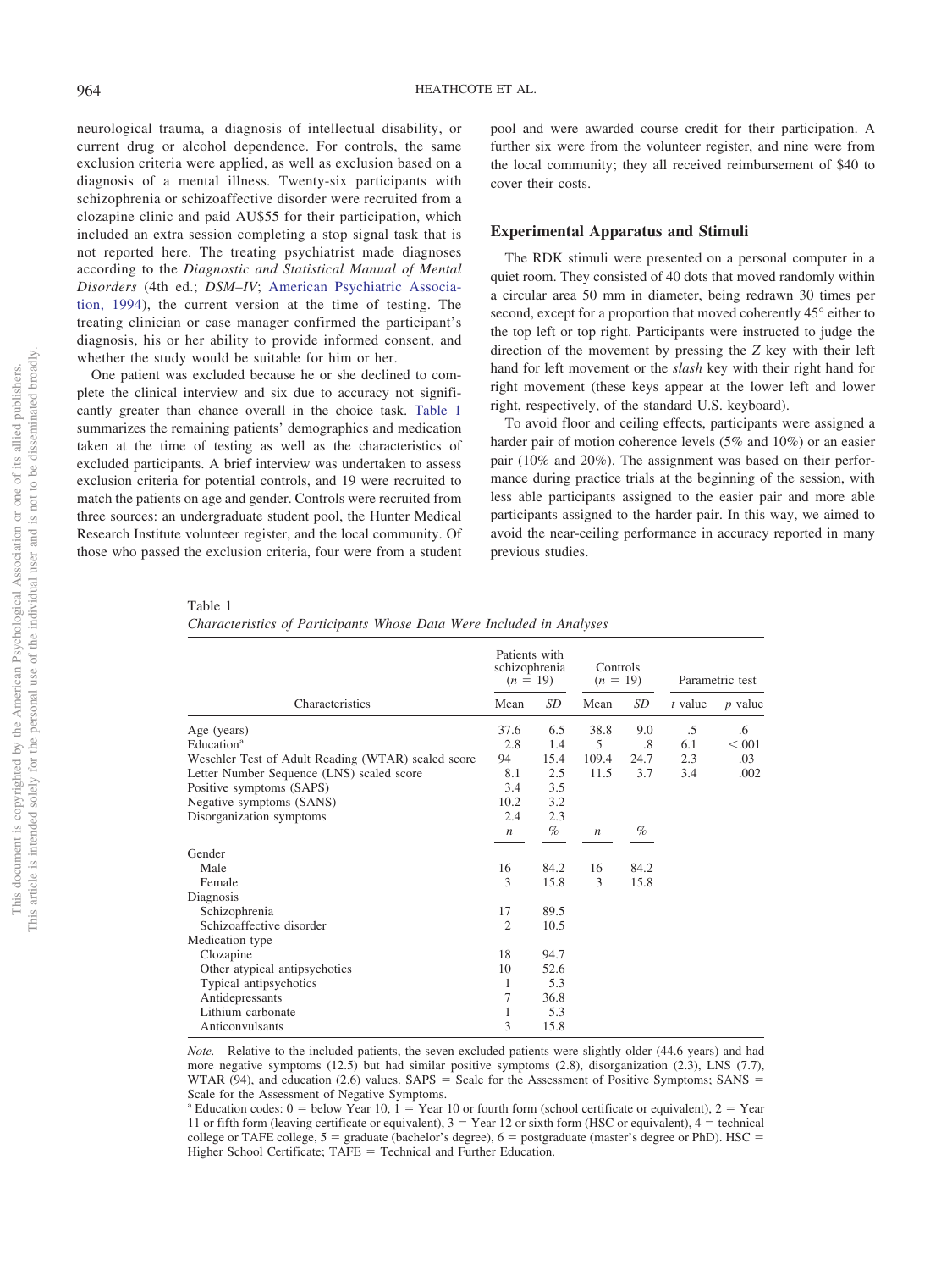neurological trauma, a diagnosis of intellectual disability, or current drug or alcohol dependence. For controls, the same exclusion criteria were applied, as well as exclusion based on a diagnosis of a mental illness. Twenty-six participants with schizophrenia or schizoaffective disorder were recruited from a clozapine clinic and paid AU$55 for their participation, which included an extra session completing a stop signal task that is not reported here. The treating psychiatrist made diagnoses according to the *Diagnostic and Statistical Manual of Mental Disorders* (4th ed.; *DSM–IV*; American Psychiatric Association, 1994), the current version at the time of testing. The treating clinician or case manager confirmed the participant's diagnosis, his or her ability to provide informed consent, and whether the study would be suitable for him or her.

One patient was excluded because he or she declined to complete the clinical interview and six due to accuracy not significantly greater than chance overall in the choice task. Table 1 summarizes the remaining patients' demographics and medication taken at the time of testing as well as the characteristics of excluded participants. A brief interview was undertaken to assess exclusion criteria for potential controls, and 19 were recruited to match the patients on age and gender. Controls were recruited from three sources: an undergraduate student pool, the Hunter Medical Research Institute volunteer register, and the local community. Of those who passed the exclusion criteria, four were from a student pool and were awarded course credit for their participation. A further six were from the volunteer register, and nine were from the local community; they all received reimbursement of $40 to cover their costs.

## Experimental Apparatus and Stimuli

The RDK stimuli were presented on a personal computer in a quiet room. They consisted of 40 dots that moved randomly within a circular area 50 mm in diameter, being redrawn 30 times per second, except for a proportion that moved coherently 45° either to the top left or top right. Participants were instructed to judge the direction of the movement by pressing the *Z* key with their left hand for left movement or the *slash* key with their right hand for right movement (these keys appear at the lower left and lower right, respectively, of the standard U.S. keyboard).

To avoid floor and ceiling effects, participants were assigned a harder pair of motion coherence levels (5% and 10%) or an easier pair (10% and 20%). The assignment was based on their performance during practice trials at the beginning of the session, with less able participants assigned to the easier pair and more able participants assigned to the harder pair. In this way, we aimed to avoid the near-ceiling performance in accuracy reported in many previous studies.

Table 1
*Characteristics of Participants Whose Data Were Included in Analyses*

| Characteristics | Patients with schizophrenia ($n$ = 19) | | Controls ($n$ = 19) | | Parametric test | |
|---|---|---|---|---|---|---|
| | Mean | *SD* | Mean | *SD* | $t$ value | $p$ value |
| Age (years) | 37.6 | 6.5 | 38.8 | 9.0 | .5 | .6 |
| Education[a] | 2.8 | 1.4 | 5 | .8 | 6.1 | <.001 |
| Weschler Test of Adult Reading (WTAR) scaled score | 94 | 15.4 | 109.4 | 24.7 | 2.3 | .03 |
| Letter Number Sequence (LNS) scaled score | 8.1 | 2.5 | 11.5 | 3.7 | 3.4 | .002 |
| Positive symptoms (SAPS) | 3.4 | 3.5 | | | | |
| Negative symptoms (SANS) | 10.2 | 3.2 | | | | |
| Disorganization symptoms | 2.4 | 2.3 | | | | |
| | $n$ | % | $n$ | % | | |
| Gender | | | | | | |
| Male | 16 | 84.2 | 16 | 84.2 | | |
| Female | 3 | 15.8 | 3 | 15.8 | | |
| Diagnosis | | | | | | |
| Schizophrenia | 17 | 89.5 | | | | |
| Schizoaffective disorder | 2 | 10.5 | | | | |
| Medication type | | | | | | |
| Clozapine | 18 | 94.7 | | | | |
| Other atypical antipsychotics | 10 | 52.6 | | | | |
| Typical antipsychotics | 1 | 5.3 | | | | |
| Antidepressants | 7 | 36.8 | | | | |
| Lithium carbonate | 1 | 5.3 | | | | |
| Anticonvulsants | 3 | 15.8 | | | | |

*Note.* Relative to the included patients, the seven excluded patients were slightly older (44.6 years) and had more negative symptoms (12.5) but had similar positive symptoms (2.8), disorganization (2.3), LNS (7.7), WTAR (94), and education (2.6) values. SAPS = Scale for the Assessment of Positive Symptoms; SANS = Scale for the Assessment of Negative Symptoms.
[a] Education codes: 0 = below Year 10, 1 = Year 10 or fourth form (school certificate or equivalent), 2 = Year 11 or fifth form (leaving certificate or equivalent), 3 = Year 12 or sixth form (HSC or equivalent), 4 = technical college or TAFE college, 5 = graduate (bachelor's degree), 6 = postgraduate (master's degree or PhD). HSC = Higher School Certificate; TAFE = Technical and Further Education.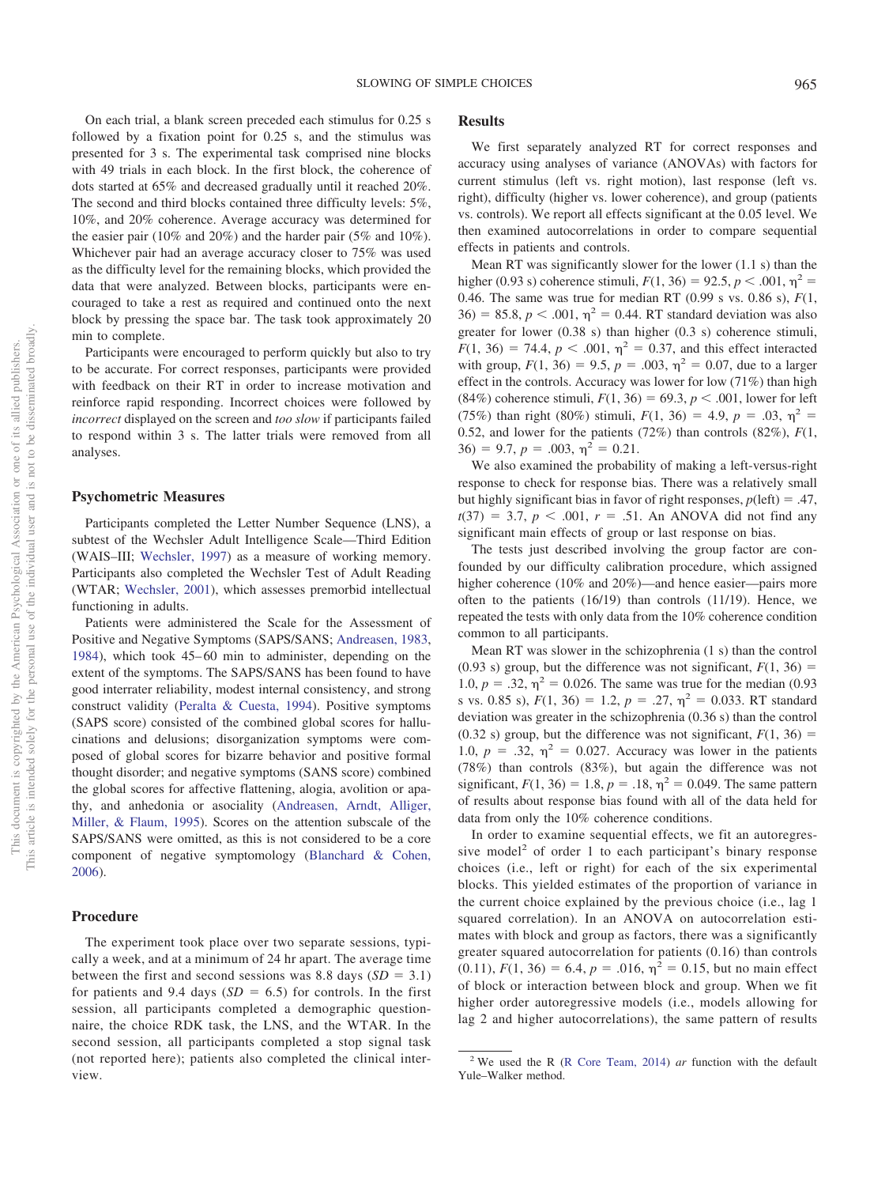On each trial, a blank screen preceded each stimulus for 0.25 s followed by a fixation point for 0.25 s, and the stimulus was presented for 3 s. The experimental task comprised nine blocks with 49 trials in each block. In the first block, the coherence of dots started at 65% and decreased gradually until it reached 20%. The second and third blocks contained three difficulty levels: 5%, 10%, and 20% coherence. Average accuracy was determined for the easier pair (10% and 20%) and the harder pair (5% and 10%). Whichever pair had an average accuracy closer to 75% was used as the difficulty level for the remaining blocks, which provided the data that were analyzed. Between blocks, participants were encouraged to take a rest as required and continued onto the next block by pressing the space bar. The task took approximately 20 min to complete.

Participants were encouraged to perform quickly but also to try to be accurate. For correct responses, participants were provided with feedback on their RT in order to increase motivation and reinforce rapid responding. Incorrect choices were followed by *incorrect* displayed on the screen and *too slow* if participants failed to respond within 3 s. The latter trials were removed from all analyses.

## Psychometric Measures

Participants completed the Letter Number Sequence (LNS), a subtest of the Wechsler Adult Intelligence Scale—Third Edition (WAIS–III; Wechsler, 1997) as a measure of working memory. Participants also completed the Wechsler Test of Adult Reading (WTAR; Wechsler, 2001), which assesses premorbid intellectual functioning in adults.

Patients were administered the Scale for the Assessment of Positive and Negative Symptoms (SAPS/SANS; Andreasen, 1983, 1984), which took 45–60 min to administer, depending on the extent of the symptoms. The SAPS/SANS has been found to have good interrater reliability, modest internal consistency, and strong construct validity (Peralta & Cuesta, 1994). Positive symptoms (SAPS score) consisted of the combined global scores for hallucinations and delusions; disorganization symptoms were composed of global scores for bizarre behavior and positive formal thought disorder; and negative symptoms (SANS score) combined the global scores for affective flattening, alogia, avolition or apathy, and anhedonia or asociality (Andreasen, Arndt, Alliger, Miller, & Flaum, 1995). Scores on the attention subscale of the SAPS/SANS were omitted, as this is not considered to be a core component of negative symptomology (Blanchard & Cohen, 2006).

## Procedure

The experiment took place over two separate sessions, typically a week, and at a minimum of 24 hr apart. The average time between the first and second sessions was 8.8 days ($SD = 3.1$) for patients and 9.4 days ($SD = 6.5$) for controls. In the first session, all participants completed a demographic questionnaire, the choice RDK task, the LNS, and the WTAR. In the second session, all participants completed a stop signal task (not reported here); patients also completed the clinical interview.

## Results

We first separately analyzed RT for correct responses and accuracy using analyses of variance (ANOVAs) with factors for current stimulus (left vs. right motion), last response (left vs. right), difficulty (higher vs. lower coherence), and group (patients vs. controls). We report all effects significant at the 0.05 level. We then examined autocorrelations in order to compare sequential effects in patients and controls.

Mean RT was significantly slower for the lower (1.1 s) than the higher (0.93 s) coherence stimuli, $F(1, 36) = 92.5$, $p < .001$, $\eta^2 = 0.46$. The same was true for median RT (0.99 s vs. 0.86 s), $F(1, 36) = 85.8$, $p < .001$, $\eta^2 = 0.44$. RT standard deviation was also greater for lower (0.38 s) than higher (0.3 s) coherence stimuli, $F(1, 36) = 74.4$, $p < .001$, $\eta^2 = 0.37$, and this effect interacted with group, $F(1, 36) = 9.5$, $p = .003$, $\eta^2 = 0.07$, due to a larger effect in the controls. Accuracy was lower for low (71%) than high (84%) coherence stimuli, $F(1, 36) = 69.3$, $p < .001$, lower for left (75%) than right (80%) stimuli, $F(1, 36) = 4.9$, $p = .03$, $\eta^2 = 0.52$, and lower for the patients (72%) than controls (82%), $F(1, 36) = 9.7$, $p = .003$, $\eta^2 = 0.21$.

We also examined the probability of making a left-versus-right response to check for response bias. There was a relatively small but highly significant bias in favor of right responses, $p(\text{left}) = .47$, $t(37) = 3.7$, $p < .001$, $r = .51$. An ANOVA did not find any significant main effects of group or last response on bias.

The tests just described involving the group factor are confounded by our difficulty calibration procedure, which assigned higher coherence (10% and 20%)—and hence easier—pairs more often to the patients (16/19) than controls (11/19). Hence, we repeated the tests with only data from the 10% coherence condition common to all participants.

Mean RT was slower in the schizophrenia (1 s) than the control (0.93 s) group, but the difference was not significant, $F(1, 36) = 1.0$, $p = .32$, $\eta^2 = 0.026$. The same was true for the median (0.93 s vs. 0.85 s), $F(1, 36) = 1.2$, $p = .27$, $\eta^2 = 0.033$. RT standard deviation was greater in the schizophrenia (0.36 s) than the control (0.32 s) group, but the difference was not significant, $F(1, 36) = 1.0$, $p = .32$, $\eta^2 = 0.027$. Accuracy was lower in the patients (78%) than controls (83%), but again the difference was not significant, $F(1, 36) = 1.8$, $p = .18$, $\eta^2 = 0.049$. The same pattern of results about response bias found with all of the data held for data from only the 10% coherence conditions.

In order to examine sequential effects, we fit an autoregressive model[2] of order 1 to each participant's binary response choices (i.e., left or right) for each of the six experimental blocks. This yielded estimates of the proportion of variance in the current choice explained by the previous choice (i.e., lag 1 squared correlation). In an ANOVA on autocorrelation estimates with block and group as factors, there was a significantly greater squared autocorrelation for patients (0.16) than controls (0.11), $F(1, 36) = 6.4$, $p = .016$, $\eta^2 = 0.15$, but no main effect of block or interaction between block and group. When we fit higher order autoregressive models (i.e., models allowing for lag 2 and higher autocorrelations), the same pattern of results

[2] We used the R (R Core Team, 2014) *ar* function with the default Yule–Walker method.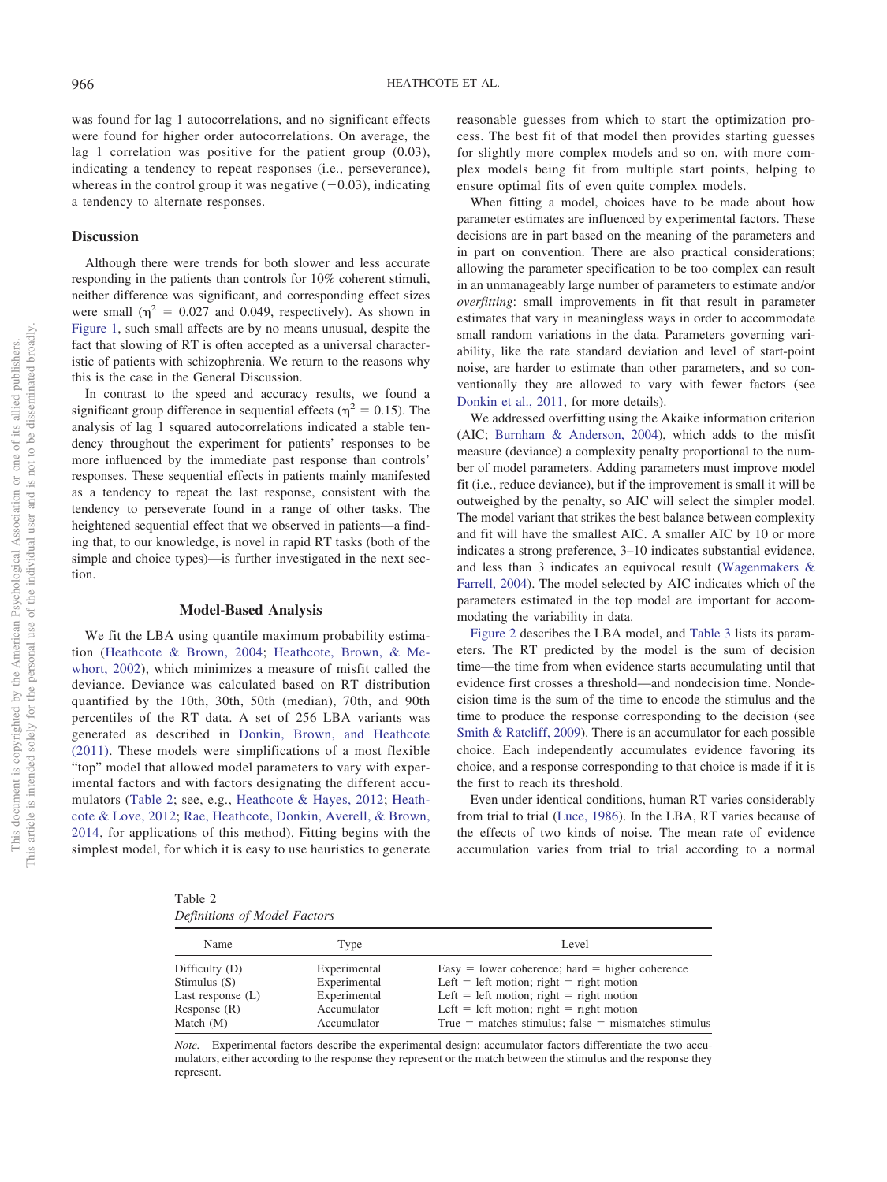was found for lag 1 autocorrelations, and no significant effects were found for higher order autocorrelations. On average, the lag 1 correlation was positive for the patient group (0.03), indicating a tendency to repeat responses (i.e., perseverance), whereas in the control group it was negative (−0.03), indicating a tendency to alternate responses.

### Discussion

Although there were trends for both slower and less accurate responding in the patients than controls for 10% coherent stimuli, neither difference was significant, and corresponding effect sizes were small ($\eta^2 = 0.027$ and 0.049, respectively). As shown in Figure 1, such small affects are by no means unusual, despite the fact that slowing of RT is often accepted as a universal characteristic of patients with schizophrenia. We return to the reasons why this is the case in the General Discussion.

In contrast to the speed and accuracy results, we found a significant group difference in sequential effects ($\eta^2 = 0.15$). The analysis of lag 1 squared autocorrelations indicated a stable tendency throughout the experiment for patients' responses to be more influenced by the immediate past response than controls' responses. These sequential effects in patients mainly manifested as a tendency to repeat the last response, consistent with the tendency to perseverate found in a range of other tasks. The heightened sequential effect that we observed in patients—a finding that, to our knowledge, is novel in rapid RT tasks (both of the simple and choice types)—is further investigated in the next section.

## Model-Based Analysis

We fit the LBA using quantile maximum probability estimation (Heathcote & Brown, 2004; Heathcote, Brown, & Mewhort, 2002), which minimizes a measure of misfit called the deviance. Deviance was calculated based on RT distribution quantified by the 10th, 30th, 50th (median), 70th, and 90th percentiles of the RT data. A set of 256 LBA variants was generated as described in Donkin, Brown, and Heathcote (2011). These models were simplifications of a most flexible "top" model that allowed model parameters to vary with experimental factors and with factors designating the different accumulators (Table 2; see, e.g., Heathcote & Hayes, 2012; Heathcote & Love, 2012; Rae, Heathcote, Donkin, Averell, & Brown, 2014, for applications of this method). Fitting begins with the simplest model, for which it is easy to use heuristics to generate reasonable guesses from which to start the optimization process. The best fit of that model then provides starting guesses for slightly more complex models and so on, with more complex models being fit from multiple start points, helping to ensure optimal fits of even quite complex models.

When fitting a model, choices have to be made about how parameter estimates are influenced by experimental factors. These decisions are in part based on the meaning of the parameters and in part on convention. There are also practical considerations; allowing the parameter specification to be too complex can result in an unmanageably large number of parameters to estimate and/or *overfitting*: small improvements in fit that result in parameter estimates that vary in meaningless ways in order to accommodate small random variations in the data. Parameters governing variability, like the rate standard deviation and level of start-point noise, are harder to estimate than other parameters, and so conventionally they are allowed to vary with fewer factors (see Donkin et al., 2011, for more details).

We addressed overfitting using the Akaike information criterion (AIC; Burnham & Anderson, 2004), which adds to the misfit measure (deviance) a complexity penalty proportional to the number of model parameters. Adding parameters must improve model fit (i.e., reduce deviance), but if the improvement is small it will be outweighed by the penalty, so AIC will select the simpler model. The model variant that strikes the best balance between complexity and fit will have the smallest AIC. A smaller AIC by 10 or more indicates a strong preference, 3–10 indicates substantial evidence, and less than 3 indicates an equivocal result (Wagenmakers & Farrell, 2004). The model selected by AIC indicates which of the parameters estimated in the top model are important for accommodating the variability in data.

Figure 2 describes the LBA model, and Table 3 lists its parameters. The RT predicted by the model is the sum of decision time—the time from when evidence starts accumulating until that evidence first crosses a threshold—and nondecision time. Nondecision time is the sum of the time to encode the stimulus and the time to produce the response corresponding to the decision (see Smith & Ratcliff, 2009). There is an accumulator for each possible choice. Each independently accumulates evidence favoring its choice, and a response corresponding to that choice is made if it is the first to reach its threshold.

Even under identical conditions, human RT varies considerably from trial to trial (Luce, 1986). In the LBA, RT varies because of the effects of two kinds of noise. The mean rate of evidence accumulation varies from trial to trial according to a normal

Table 2
*Definitions of Model Factors*

| Name | Type | Level |
|---|---|---|
| Difficulty (D) | Experimental | Easy = lower coherence; hard = higher coherence |
| Stimulus (S) | Experimental | Left = left motion; right = right motion |
| Last response (L) | Experimental | Left = left motion; right = right motion |
| Response (R) | Accumulator | Left = left motion; right = right motion |
| Match (M) | Accumulator | True = matches stimulus; false = mismatches stimulus |

*Note.* Experimental factors describe the experimental design; accumulator factors differentiate the two accumulators, either according to the response they represent or the match between the stimulus and the response they represent.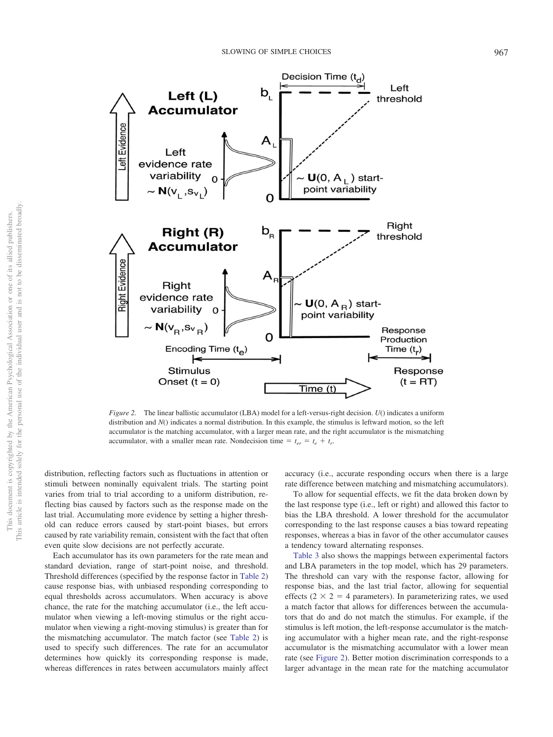*Figure 2.* The linear ballistic accumulator (LBA) model for a left-versus-right decision. $U()$ indicates a uniform distribution and $N()$ indicates a normal distribution. In this example, the stimulus is leftward motion, so the left accumulator is the matching accumulator, with a larger mean rate, and the right accumulator is the mismatching accumulator, with a smaller mean rate. Nondecision time $= t_{er} = t_e + t_r$.

distribution, reflecting factors such as fluctuations in attention or stimuli between nominally equivalent trials. The starting point varies from trial to trial according to a uniform distribution, reflecting bias caused by factors such as the response made on the last trial. Accumulating more evidence by setting a higher threshold can reduce errors caused by start-point biases, but errors caused by rate variability remain, consistent with the fact that often even quite slow decisions are not perfectly accurate.

Each accumulator has its own parameters for the rate mean and standard deviation, range of start-point noise, and threshold. Threshold differences (specified by the response factor in Table 2) cause response bias, with unbiased responding corresponding to equal thresholds across accumulators. When accuracy is above chance, the rate for the matching accumulator (i.e., the left accumulator when viewing a left-moving stimulus or the right accumulator when viewing a right-moving stimulus) is greater than for the mismatching accumulator. The match factor (see Table 2) is used to specify such differences. The rate for an accumulator determines how quickly its corresponding response is made, whereas differences in rates between accumulators mainly affect accuracy (i.e., accurate responding occurs when there is a large rate difference between matching and mismatching accumulators).

To allow for sequential effects, we fit the data broken down by the last response type (i.e., left or right) and allowed this factor to bias the LBA threshold. A lower threshold for the accumulator corresponding to the last response causes a bias toward repeating responses, whereas a bias in favor of the other accumulator causes a tendency toward alternating responses.

Table 3 also shows the mappings between experimental factors and LBA parameters in the top model, which has 29 parameters. The threshold can vary with the response factor, allowing for response bias, and the last trial factor, allowing for sequential effects ($2 \times 2 = 4$ parameters). In parameterizing rates, we used a match factor that allows for differences between the accumulators that do and do not match the stimulus. For example, if the stimulus is left motion, the left-response accumulator is the matching accumulator with a higher mean rate, and the right-response accumulator is the mismatching accumulator with a lower mean rate (see Figure 2). Better motion discrimination corresponds to a larger advantage in the mean rate for the matching accumulator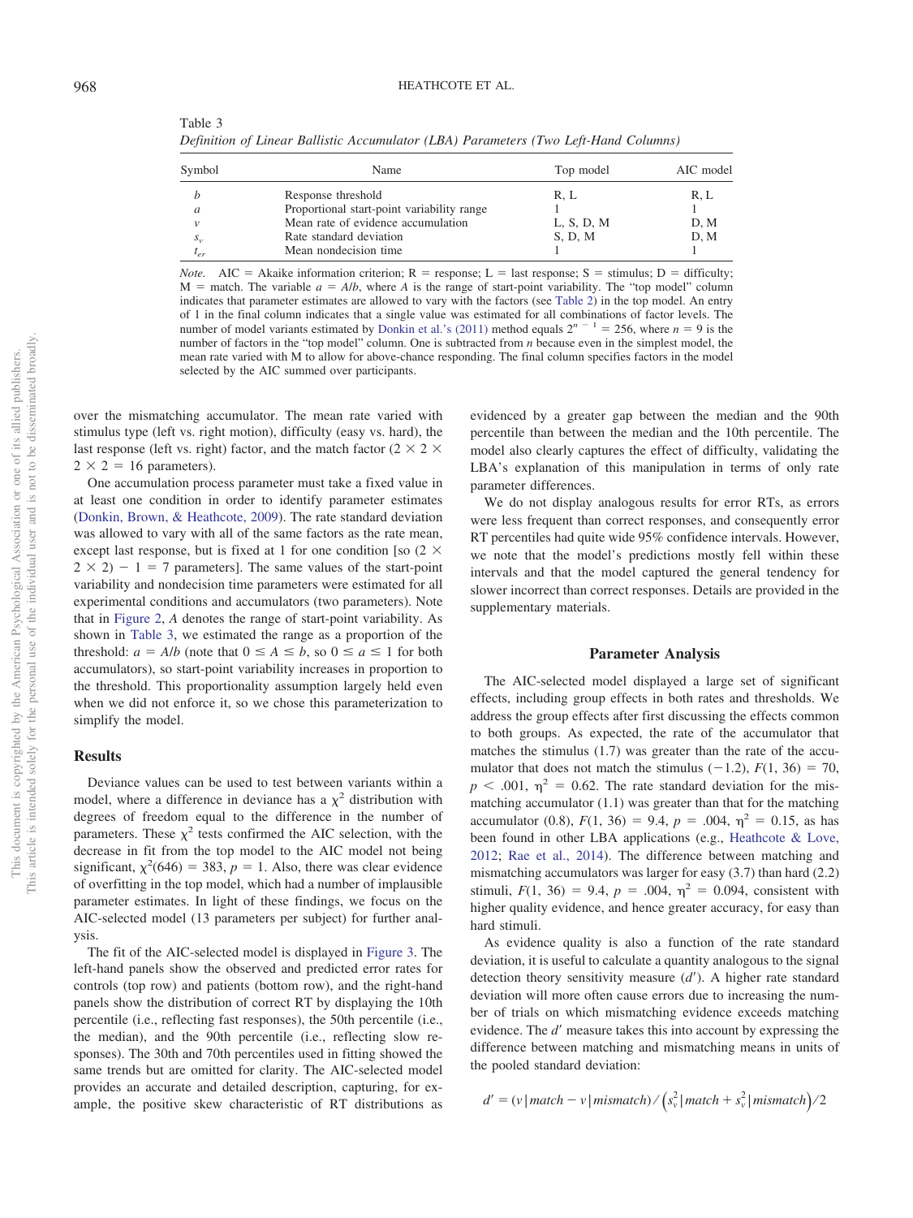Table 3
*Definition of Linear Ballistic Accumulator (LBA) Parameters (Two Left-Hand Columns)*

| Symbol | Name | Top model | AIC model |
|---|---|---|---|
| $b$ | Response threshold | R, L | R, L |
| $a$ | Proportional start-point variability range | 1 | 1 |
| $v$ | Mean rate of evidence accumulation | L, S, D, M | D, M |
| $s_v$ | Rate standard deviation | S, D, M | D, M |
| $t_{er}$ | Mean nondecision time | 1 | 1 |

*Note.* AIC = Akaike information criterion; R = response; L = last response; S = stimulus; D = difficulty; M = match. The variable $a = A/b$, where $A$ is the range of start-point variability. The "top model" column indicates that parameter estimates are allowed to vary with the factors (see Table 2) in the top model. An entry of 1 in the final column indicates that a single value was estimated for all combinations of factor levels. The number of model variants estimated by Donkin et al.'s (2011) method equals $2^{n-1} = 256$, where $n = 9$ is the number of factors in the "top model" column. One is subtracted from $n$ because even in the simplest model, the mean rate varied with M to allow for above-chance responding. The final column specifies factors in the model selected by the AIC summed over participants.

over the mismatching accumulator. The mean rate varied with stimulus type (left vs. right motion), difficulty (easy vs. hard), the last response (left vs. right) factor, and the match factor ($2 \times 2 \times 2 \times 2 = 16$ parameters).

One accumulation process parameter must take a fixed value in at least one condition in order to identify parameter estimates (Donkin, Brown, & Heathcote, 2009). The rate standard deviation was allowed to vary with all of the same factors as the rate mean, except last response, but is fixed at 1 for one condition [so $(2 \times 2 \times 2) - 1 = 7$ parameters]. The same values of the start-point variability and nondecision time parameters were estimated for all experimental conditions and accumulators (two parameters). Note that in Figure 2, $A$ denotes the range of start-point variability. As shown in Table 3, we estimated the range as a proportion of the threshold: $a = A/b$ (note that $0 \le A \le b$, so $0 \le a \le 1$ for both accumulators), so start-point variability increases in proportion to the threshold. This proportionality assumption largely held even when we did not enforce it, so we chose this parameterization to simplify the model.

## Results

Deviance values can be used to test between variants within a model, where a difference in deviance has a $\chi^2$ distribution with degrees of freedom equal to the difference in the number of parameters. These $\chi^2$ tests confirmed the AIC selection, with the decrease in fit from the top model to the AIC model not being significant, $\chi^2(646) = 383$, $p = 1$. Also, there was clear evidence of overfitting in the top model, which had a number of implausible parameter estimates. In light of these findings, we focus on the AIC-selected model (13 parameters per subject) for further analysis.

The fit of the AIC-selected model is displayed in Figure 3. The left-hand panels show the observed and predicted error rates for controls (top row) and patients (bottom row), and the right-hand panels show the distribution of correct RT by displaying the 10th percentile (i.e., reflecting fast responses), the 50th percentile (i.e., the median), and the 90th percentile (i.e., reflecting slow responses). The 30th and 70th percentiles used in fitting showed the same trends but are omitted for clarity. The AIC-selected model provides an accurate and detailed description, capturing, for example, the positive skew characteristic of RT distributions as evidenced by a greater gap between the median and the 90th percentile than between the median and the 10th percentile. The model also clearly captures the effect of difficulty, validating the LBA's explanation of this manipulation in terms of only rate parameter differences.

We do not display analogous results for error RTs, as errors were less frequent than correct responses, and consequently error RT percentiles had quite wide 95% confidence intervals. However, we note that the model's predictions mostly fell within these intervals and that the model captured the general tendency for slower incorrect than correct responses. Details are provided in the supplementary materials.

## Parameter Analysis

The AIC-selected model displayed a large set of significant effects, including group effects in both rates and thresholds. We address the group effects after first discussing the effects common to both groups. As expected, the rate of the accumulator that matches the stimulus (1.7) was greater than the rate of the accumulator that does not match the stimulus (−1.2), $F(1, 36) = 70$, $p < .001$, $\eta^2 = 0.62$. The rate standard deviation for the mismatching accumulator (1.1) was greater than that for the matching accumulator (0.8), $F(1, 36) = 9.4$, $p = .004$, $\eta^2 = 0.15$, as has been found in other LBA applications (e.g., Heathcote & Love, 2012; Rae et al., 2014). The difference between matching and mismatching accumulators was larger for easy (3.7) than hard (2.2) stimuli, $F(1, 36) = 9.4$, $p = .004$, $\eta^2 = 0.094$, consistent with higher quality evidence, and hence greater accuracy, for easy than hard stimuli.

As evidence quality is also a function of the rate standard deviation, it is useful to calculate a quantity analogous to the signal detection theory sensitivity measure ($d'$). A higher rate standard deviation will more often cause errors due to increasing the number of trials on which mismatching evidence exceeds matching evidence. The $d'$ measure takes this into account by expressing the difference between matching and mismatching means in units of the pooled standard deviation:

$$d' = (v \mid match - v \mid mismatch) / \left(s_v^2 \mid match + s_v^2 \mid mismatch\right) / 2$$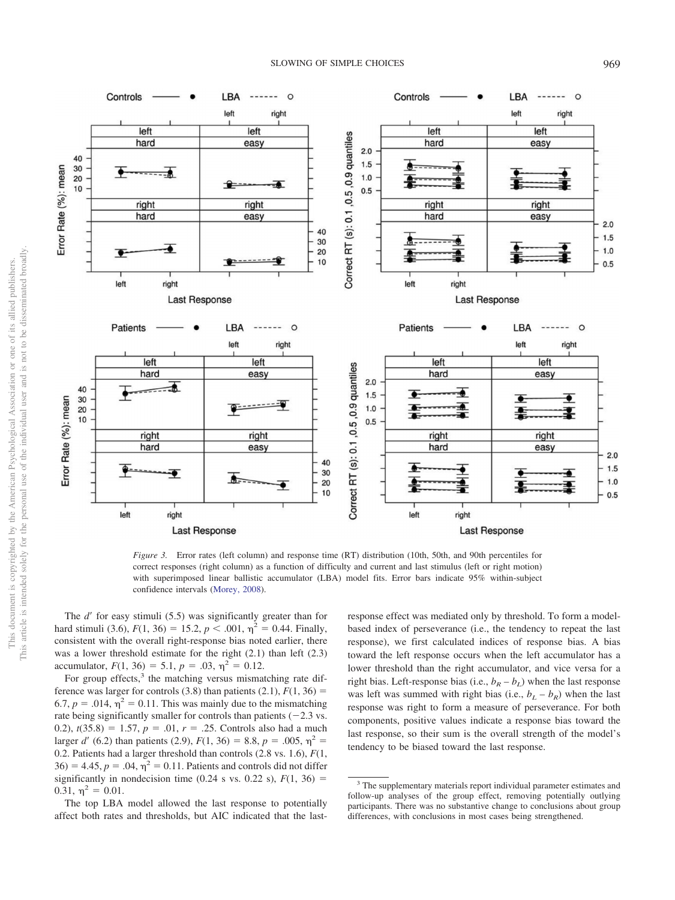*Figure 3.* Error rates (left column) and response time (RT) distribution (10th, 50th, and 90th percentiles for correct responses (right column) as a function of difficulty and current and last stimulus (left or right motion) with superimposed linear ballistic accumulator (LBA) model fits. Error bars indicate 95% within-subject confidence intervals (Morey, 2008).

The $d'$ for easy stimuli (5.5) was significantly greater than for hard stimuli (3.6), $F(1, 36) = 15.2$, $p < .001$, $\eta^2 = 0.44$. Finally, consistent with the overall right-response bias noted earlier, there was a lower threshold estimate for the right (2.1) than left (2.3) accumulator, $F(1, 36) = 5.1$, $p = .03$, $\eta^2 = 0.12$.

For group effects,[3] the matching versus mismatching rate difference was larger for controls (3.8) than patients (2.1), $F(1, 36) = 6.7$, $p = .014$, $\eta^2 = 0.11$. This was mainly due to the mismatching rate being significantly smaller for controls than patients (−2.3 vs. 0.2), $t(35.8) = 1.57$, $p = .01$, $r = .25$. Controls also had a much larger $d'$ (6.2) than patients (2.9), $F(1, 36) = 8.8$, $p = .005$, $\eta^2 = 0.2$. Patients had a larger threshold than controls (2.8 vs. 1.6), $F(1, 36) = 4.45$, $p = .04$, $\eta^2 = 0.11$. Patients and controls did not differ significantly in nondecision time (0.24 s vs. 0.22 s), $F(1, 36) = 0.31$, $\eta^2 = 0.01$.

The top LBA model allowed the last response to potentially affect both rates and thresholds, but AIC indicated that the last-response effect was mediated only by threshold. To form a model-based index of perseverance (i.e., the tendency to repeat the last response), we first calculated indices of response bias. A bias toward the left response occurs when the left accumulator has a lower threshold than the right accumulator, and vice versa for a right bias. Left-response bias (i.e., $b_R - b_L$) when the last response was left was summed with right bias (i.e., $b_L - b_R$) when the last response was right to form a measure of perseverance. For both components, positive values indicate a response bias toward the last response, so their sum is the overall strength of the model's tendency to be biased toward the last response.

[3] The supplementary materials report individual parameter estimates and follow-up analyses of the group effect, removing potentially outlying participants. There was no substantive change to conclusions about group differences, with conclusions in most cases being strengthened.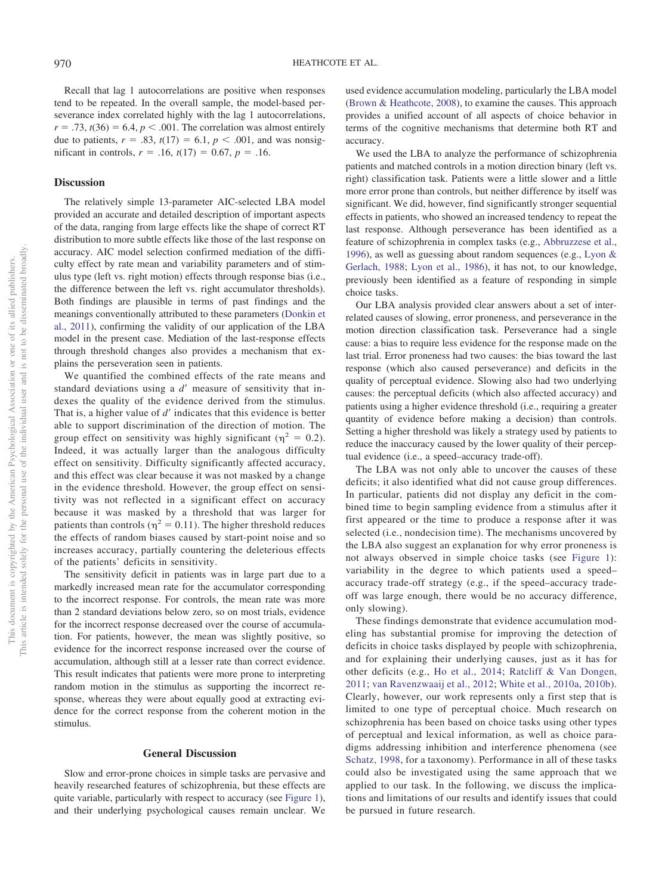Recall that lag 1 autocorrelations are positive when responses tend to be repeated. In the overall sample, the model-based perseverance index correlated highly with the lag 1 autocorrelations, $r = .73$, $t(36) = 6.4$, $p < .001$. The correlation was almost entirely due to patients, $r = .83$, $t(17) = 6.1$, $p < .001$, and was nonsignificant in controls, $r = .16$, $t(17) = 0.67$, $p = .16$.

## Discussion

The relatively simple 13-parameter AIC-selected LBA model provided an accurate and detailed description of important aspects of the data, ranging from large effects like the shape of correct RT distribution to more subtle effects like those of the last response on accuracy. AIC model selection confirmed mediation of the difficulty effect by rate mean and variability parameters and of stimulus type (left vs. right motion) effects through response bias (i.e., the difference between the left vs. right accumulator thresholds). Both findings are plausible in terms of past findings and the meanings conventionally attributed to these parameters (Donkin et al., 2011), confirming the validity of our application of the LBA model in the present case. Mediation of the last-response effects through threshold changes also provides a mechanism that explains the perseveration seen in patients.

We quantified the combined effects of the rate means and standard deviations using a $d'$ measure of sensitivity that indexes the quality of the evidence derived from the stimulus. That is, a higher value of $d'$ indicates that this evidence is better able to support discrimination of the direction of motion. The group effect on sensitivity was highly significant ($\eta^2 = 0.2$). Indeed, it was actually larger than the analogous difficulty effect on sensitivity. Difficulty significantly affected accuracy, and this effect was clear because it was not masked by a change in the evidence threshold. However, the group effect on sensitivity was not reflected in a significant effect on accuracy because it was masked by a threshold that was larger for patients than controls ($\eta^2 = 0.11$). The higher threshold reduces the effects of random biases caused by start-point noise and so increases accuracy, partially countering the deleterious effects of the patients' deficits in sensitivity.

The sensitivity deficit in patients was in large part due to a markedly increased mean rate for the accumulator corresponding to the incorrect response. For controls, the mean rate was more than 2 standard deviations below zero, so on most trials, evidence for the incorrect response decreased over the course of accumulation. For patients, however, the mean was slightly positive, so evidence for the incorrect response increased over the course of accumulation, although still at a lesser rate than correct evidence. This result indicates that patients were more prone to interpreting random motion in the stimulus as supporting the incorrect response, whereas they were about equally good at extracting evidence for the correct response from the coherent motion in the stimulus.

# General Discussion

Slow and error-prone choices in simple tasks are pervasive and heavily researched features of schizophrenia, but these effects are quite variable, particularly with respect to accuracy (see Figure 1), and their underlying psychological causes remain unclear. We used evidence accumulation modeling, particularly the LBA model (Brown & Heathcote, 2008), to examine the causes. This approach provides a unified account of all aspects of choice behavior in terms of the cognitive mechanisms that determine both RT and accuracy.

We used the LBA to analyze the performance of schizophrenia patients and matched controls in a motion direction binary (left vs. right) classification task. Patients were a little slower and a little more error prone than controls, but neither difference by itself was significant. We did, however, find significantly stronger sequential effects in patients, who showed an increased tendency to repeat the last response. Although perseverance has been identified as a feature of schizophrenia in complex tasks (e.g., Abbruzzese et al., 1996), as well as guessing about random sequences (e.g., Lyon & Gerlach, 1988; Lyon et al., 1986), it has not, to our knowledge, previously been identified as a feature of responding in simple choice tasks.

Our LBA analysis provided clear answers about a set of interrelated causes of slowing, error proneness, and perseverance in the motion direction classification task. Perseverance had a single cause: a bias to require less evidence for the response made on the last trial. Error proneness had two causes: the bias toward the last response (which also caused perseverance) and deficits in the quality of perceptual evidence. Slowing also had two underlying causes: the perceptual deficits (which also affected accuracy) and patients using a higher evidence threshold (i.e., requiring a greater quantity of evidence before making a decision) than controls. Setting a higher threshold was likely a strategy used by patients to reduce the inaccuracy caused by the lower quality of their perceptual evidence (i.e., a speed–accuracy trade-off).

The LBA was not only able to uncover the causes of these deficits; it also identified what did not cause group differences. In particular, patients did not display any deficit in the combined time to begin sampling evidence from a stimulus after it first appeared or the time to produce a response after it was selected (i.e., nondecision time). The mechanisms uncovered by the LBA also suggest an explanation for why error proneness is not always observed in simple choice tasks (see Figure 1): variability in the degree to which patients used a speed–accuracy trade-off strategy (e.g., if the speed–accuracy trade-off was large enough, there would be no accuracy difference, only slowing).

These findings demonstrate that evidence accumulation modeling has substantial promise for improving the detection of deficits in choice tasks displayed by people with schizophrenia, and for explaining their underlying causes, just as it has for other deficits (e.g., Ho et al., 2014; Ratcliff & Van Dongen, 2011; van Ravenzwaaij et al., 2012; White et al., 2010a, 2010b). Clearly, however, our work represents only a first step that is limited to one type of perceptual choice. Much research on schizophrenia has been based on choice tasks using other types of perceptual and lexical information, as well as choice paradigms addressing inhibition and interference phenomena (see Schatz, 1998, for a taxonomy). Performance in all of these tasks could also be investigated using the same approach that we applied to our task. In the following, we discuss the implications and limitations of our results and identify issues that could be pursued in future research.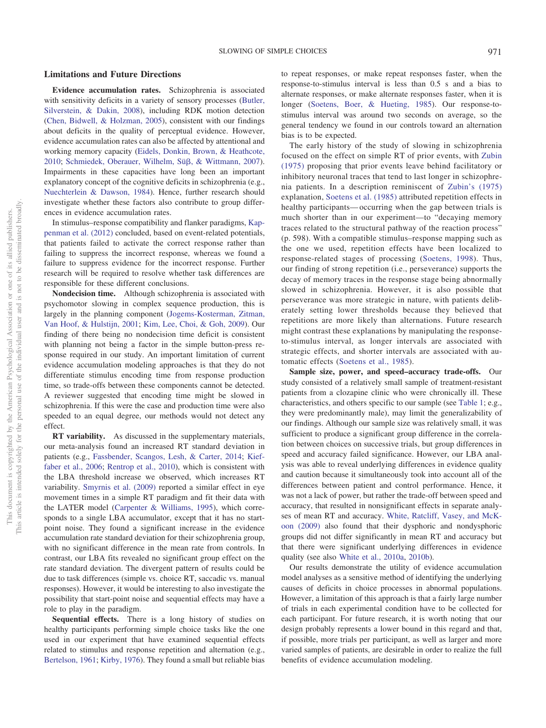## Limitations and Future Directions

**Evidence accumulation rates.** Schizophrenia is associated with sensitivity deficits in a variety of sensory processes (Butler, Silverstein, & Dakin, 2008), including RDK motion detection (Chen, Bidwell, & Holzman, 2005), consistent with our findings about deficits in the quality of perceptual evidence. However, evidence accumulation rates can also be affected by attentional and working memory capacity (Eidels, Donkin, Brown, & Heathcote, 2010; Schmiedek, Oberauer, Wilhelm, Süβ, & Wittmann, 2007). Impairments in these capacities have long been an important explanatory concept of the cognitive deficits in schizophrenia (e.g., Nuechterlein & Dawson, 1984). Hence, further research should investigate whether these factors also contribute to group differences in evidence accumulation rates.

In stimulus–response compatibility and flanker paradigms, Kappenman et al. (2012) concluded, based on event-related potentials, that patients failed to activate the correct response rather than failing to suppress the incorrect response, whereas we found a failure to suppress evidence for the incorrect response. Further research will be required to resolve whether task differences are responsible for these different conclusions.

**Nondecision time.** Although schizophrenia is associated with psychomotor slowing in complex sequence production, this is largely in the planning component (Jogems-Kosterman, Zitman, Van Hoof, & Hulstijn, 2001; Kim, Lee, Choi, & Goh, 2009). Our finding of there being no nondecision time deficit is consistent with planning not being a factor in the simple button-press response required in our study. An important limitation of current evidence accumulation modeling approaches is that they do not differentiate stimulus encoding time from response production time, so trade-offs between these components cannot be detected. A reviewer suggested that encoding time might be slowed in schizophrenia. If this were the case and production time were also speeded to an equal degree, our methods would not detect any effect.

**RT variability.** As discussed in the supplementary materials, our meta-analysis found an increased RT standard deviation in patients (e.g., Fassbender, Scangos, Lesh, & Carter, 2014; Kieffaber et al., 2006; Rentrop et al., 2010), which is consistent with the LBA threshold increase we observed, which increases RT variability. Smyrnis et al. (2009) reported a similar effect in eye movement times in a simple RT paradigm and fit their data with the LATER model (Carpenter & Williams, 1995), which corresponds to a single LBA accumulator, except that it has no start-point noise. They found a significant increase in the evidence accumulation rate standard deviation for their schizophrenia group, with no significant difference in the mean rate from controls. In contrast, our LBA fits revealed no significant group effect on the rate standard deviation. The divergent pattern of results could be due to task differences (simple vs. choice RT, saccadic vs. manual responses). However, it would be interesting to also investigate the possibility that start-point noise and sequential effects may have a role to play in the paradigm.

**Sequential effects.** There is a long history of studies on healthy participants performing simple choice tasks like the one used in our experiment that have examined sequential effects related to stimulus and response repetition and alternation (e.g., Bertelson, 1961; Kirby, 1976). They found a small but reliable bias to repeat responses, or make repeat responses faster, when the response-to-stimulus interval is less than 0.5 s and a bias to alternate responses, or make alternate responses faster, when it is longer (Soetens, Boer, & Hueting, 1985). Our response-to-stimulus interval was around two seconds on average, so the general tendency we found in our controls toward an alternation bias is to be expected.

The early history of the study of slowing in schizophrenia focused on the effect on simple RT of prior events, with Zubin (1975) proposing that prior events leave behind facilitatory or inhibitory neuronal traces that tend to last longer in schizophrenia patients. In a description reminiscent of Zubin's (1975) explanation, Soetens et al. (1985) attributed repetition effects in healthy participants—occurring when the gap between trials is much shorter than in our experiment—to "decaying memory traces related to the structural pathway of the reaction process" (p. 598). With a compatible stimulus–response mapping such as the one we used, repetition effects have been localized to response-related stages of processing (Soetens, 1998). Thus, our finding of strong repetition (i.e., perseverance) supports the decay of memory traces in the response stage being abnormally slowed in schizophrenia. However, it is also possible that perseverance was more strategic in nature, with patients deliberately setting lower thresholds because they believed that repetitions are more likely than alternations. Future research might contrast these explanations by manipulating the response-to-stimulus interval, as longer intervals are associated with strategic effects, and shorter intervals are associated with automatic effects (Soetens et al., 1985).

**Sample size, power, and speed–accuracy trade-offs.** Our study consisted of a relatively small sample of treatment-resistant patients from a clozapine clinic who were chronically ill. These characteristics, and others specific to our sample (see Table 1; e.g., they were predominantly male), may limit the generalizability of our findings. Although our sample size was relatively small, it was sufficient to produce a significant group difference in the correlation between choices on successive trials, but group differences in speed and accuracy failed significance. However, our LBA analysis was able to reveal underlying differences in evidence quality and caution because it simultaneously took into account all of the differences between patient and control performance. Hence, it was not a lack of power, but rather the trade-off between speed and accuracy, that resulted in nonsignificant effects in separate analyses of mean RT and accuracy. White, Ratcliff, Vasey, and McKoon (2009) also found that their dysphoric and nondysphoric groups did not differ significantly in mean RT and accuracy but that there were significant underlying differences in evidence quality (see also White et al., 2010a, 2010b).

Our results demonstrate the utility of evidence accumulation model analyses as a sensitive method of identifying the underlying causes of deficits in choice processes in abnormal populations. However, a limitation of this approach is that a fairly large number of trials in each experimental condition have to be collected for each participant. For future research, it is worth noting that our design probably represents a lower bound in this regard and that, if possible, more trials per participant, as well as larger and more varied samples of patients, are desirable in order to realize the full benefits of evidence accumulation modeling.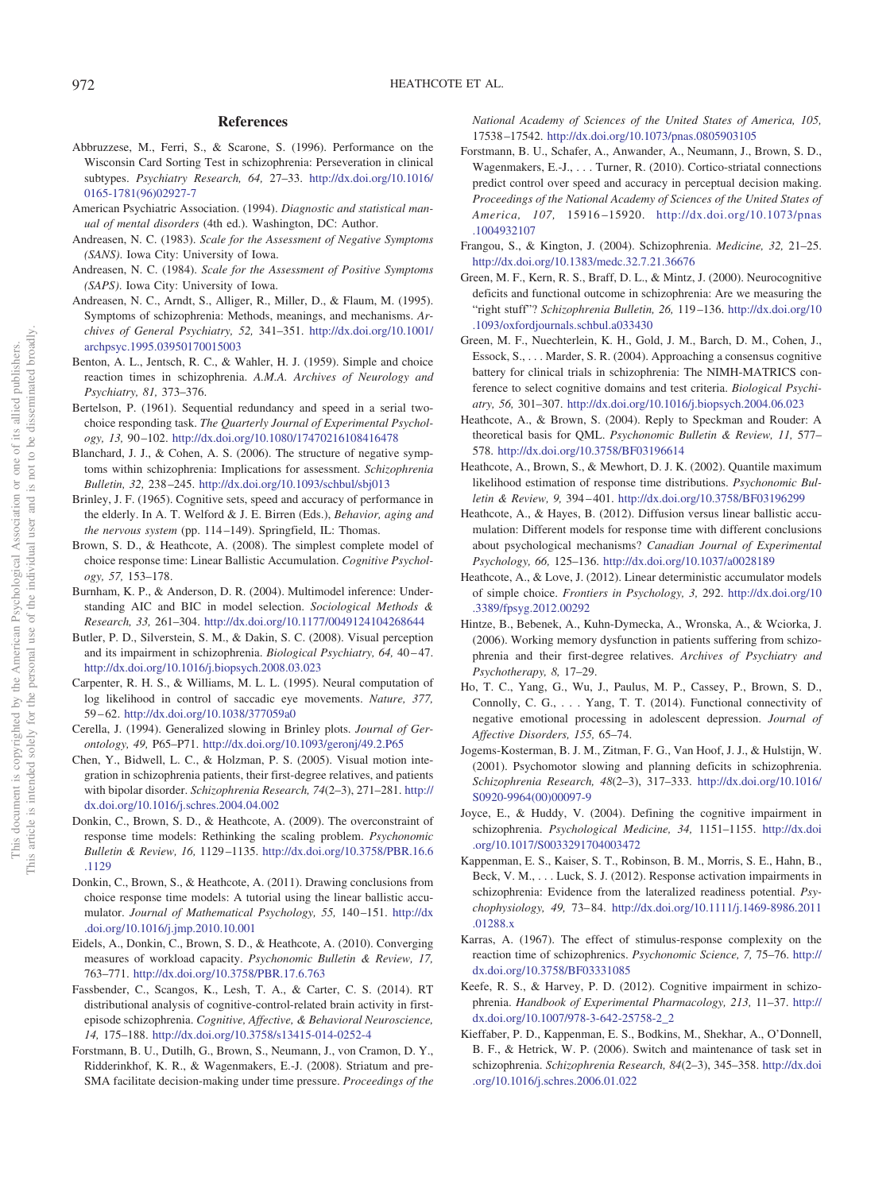## References

Abbruzzese, M., Ferri, S., & Scarone, S. (1996). Performance on the Wisconsin Card Sorting Test in schizophrenia: Perseveration in clinical subtypes. *Psychiatry Research, 64,* 27–33. http://dx.doi.org/10.1016/0165-1781(96)02927-7

American Psychiatric Association. (1994). *Diagnostic and statistical manual of mental disorders* (4th ed.). Washington, DC: Author.

Andreasen, N. C. (1983). *Scale for the Assessment of Negative Symptoms (SANS)*. Iowa City: University of Iowa.

Andreasen, N. C. (1984). *Scale for the Assessment of Positive Symptoms (SAPS)*. Iowa City: University of Iowa.

Andreasen, N. C., Arndt, S., Alliger, R., Miller, D., & Flaum, M. (1995). Symptoms of schizophrenia: Methods, meanings, and mechanisms. *Archives of General Psychiatry, 52,* 341–351. http://dx.doi.org/10.1001/archpsyc.1995.03950170015003

Benton, A. L., Jentsch, R. C., & Wahler, H. J. (1959). Simple and choice reaction times in schizophrenia. *A.M.A. Archives of Neurology and Psychiatry, 81,* 373–376.

Bertelson, P. (1961). Sequential redundancy and speed in a serial two-choice responding task. *The Quarterly Journal of Experimental Psychology, 13,* 90–102. http://dx.doi.org/10.1080/17470216108416478

Blanchard, J. J., & Cohen, A. S. (2006). The structure of negative symptoms within schizophrenia: Implications for assessment. *Schizophrenia Bulletin, 32,* 238–245. http://dx.doi.org/10.1093/schbul/sbj013

Brinley, J. F. (1965). Cognitive sets, speed and accuracy of performance in the elderly. In A. T. Welford & J. E. Birren (Eds.), *Behavior, aging and the nervous system* (pp. 114–149). Springfield, IL: Thomas.

Brown, S. D., & Heathcote, A. (2008). The simplest complete model of choice response time: Linear Ballistic Accumulation. *Cognitive Psychology, 57,* 153–178.

Burnham, K. P., & Anderson, D. R. (2004). Multimodel inference: Understanding AIC and BIC in model selection. *Sociological Methods & Research, 33,* 261–304. http://dx.doi.org/10.1177/0049124104268644

Butler, P. D., Silverstein, S. M., & Dakin, S. C. (2008). Visual perception and its impairment in schizophrenia. *Biological Psychiatry, 64,* 40–47. http://dx.doi.org/10.1016/j.biopsych.2008.03.023

Carpenter, R. H. S., & Williams, M. L. L. (1995). Neural computation of log likelihood in control of saccadic eye movements. *Nature, 377,* 59–62. http://dx.doi.org/10.1038/377059a0

Cerella, J. (1994). Generalized slowing in Brinley plots. *Journal of Gerontology, 49,* P65–P71. http://dx.doi.org/10.1093/geronj/49.2.P65

Chen, Y., Bidwell, L. C., & Holzman, P. S. (2005). Visual motion integration in schizophrenia patients, their first-degree relatives, and patients with bipolar disorder. *Schizophrenia Research, 74*(2–3), 271–281. http://dx.doi.org/10.1016/j.schres.2004.04.002

Donkin, C., Brown, S. D., & Heathcote, A. (2009). The overconstraint of response time models: Rethinking the scaling problem. *Psychonomic Bulletin & Review, 16,* 1129–1135. http://dx.doi.org/10.3758/PBR.16.6.1129

Donkin, C., Brown, S., & Heathcote, A. (2011). Drawing conclusions from choice response time models: A tutorial using the linear ballistic accumulator. *Journal of Mathematical Psychology, 55,* 140–151. http://dx.doi.org/10.1016/j.jmp.2010.10.001

Eidels, A., Donkin, C., Brown, S. D., & Heathcote, A. (2010). Converging measures of workload capacity. *Psychonomic Bulletin & Review, 17,* 763–771. http://dx.doi.org/10.3758/PBR.17.6.763

Fassbender, C., Scangos, K., Lesh, T. A., & Carter, C. S. (2014). RT distributional analysis of cognitive-control-related brain activity in first-episode schizophrenia. *Cognitive, Affective, & Behavioral Neuroscience, 14,* 175–188. http://dx.doi.org/10.3758/s13415-014-0252-4

Forstmann, B. U., Dutilh, G., Brown, S., Neumann, J., von Cramon, D. Y., Ridderinkhof, K. R., & Wagenmakers, E.-J. (2008). Striatum and pre-SMA facilitate decision-making under time pressure. *Proceedings of the National Academy of Sciences of the United States of America, 105,* 17538–17542. http://dx.doi.org/10.1073/pnas.0805903105

Forstmann, B. U., Schafer, A., Anwander, A., Neumann, J., Brown, S. D., Wagenmakers, E.-J., . . . Turner, R. (2010). Cortico-striatal connections predict control over speed and accuracy in perceptual decision making. *Proceedings of the National Academy of Sciences of the United States of America, 107,* 15916–15920. http://dx.doi.org/10.1073/pnas.1004932107

Frangou, S., & Kington, J. (2004). Schizophrenia. *Medicine, 32,* 21–25. http://dx.doi.org/10.1383/medc.32.7.21.36676

Green, M. F., Kern, R. S., Braff, D. L., & Mintz, J. (2000). Neurocognitive deficits and functional outcome in schizophrenia: Are we measuring the "right stuff"? *Schizophrenia Bulletin, 26,* 119–136. http://dx.doi.org/10.1093/oxfordjournals.schbul.a033430

Green, M. F., Nuechterlein, K. H., Gold, J. M., Barch, D. M., Cohen, J., Essock, S., . . . Marder, S. R. (2004). Approaching a consensus cognitive battery for clinical trials in schizophrenia: The NIMH-MATRICS conference to select cognitive domains and test criteria. *Biological Psychiatry, 56,* 301–307. http://dx.doi.org/10.1016/j.biopsych.2004.06.023

Heathcote, A., & Brown, S. (2004). Reply to Speckman and Rouder: A theoretical basis for QML. *Psychonomic Bulletin & Review, 11,* 577–578. http://dx.doi.org/10.3758/BF03196614

Heathcote, A., Brown, S., & Mewhort, D. J. K. (2002). Quantile maximum likelihood estimation of response time distributions. *Psychonomic Bulletin & Review, 9,* 394–401. http://dx.doi.org/10.3758/BF03196299

Heathcote, A., & Hayes, B. (2012). Diffusion versus linear ballistic accumulation: Different models for response time with different conclusions about psychological mechanisms? *Canadian Journal of Experimental Psychology, 66,* 125–136. http://dx.doi.org/10.1037/a0028189

Heathcote, A., & Love, J. (2012). Linear deterministic accumulator models of simple choice. *Frontiers in Psychology, 3,* 292. http://dx.doi.org/10.3389/fpsyg.2012.00292

Hintze, B., Bebenek, A., Kuhn-Dymecka, A., Wronska, A., & Wciorka, J. (2006). Working memory dysfunction in patients suffering from schizophrenia and their first-degree relatives. *Archives of Psychiatry and Psychotherapy, 8,* 17–29.

Ho, T. C., Yang, G., Wu, J., Paulus, M. P., Cassey, P., Brown, S. D., Connolly, C. G., . . . Yang, T. T. (2014). Functional connectivity of negative emotional processing in adolescent depression. *Journal of Affective Disorders, 155,* 65–74.

Jogems-Kosterman, B. J. M., Zitman, F. G., Van Hoof, J. J., & Hulstijn, W. (2001). Psychomotor slowing and planning deficits in schizophrenia. *Schizophrenia Research, 48*(2–3), 317–333. http://dx.doi.org/10.1016/S0920-9964(00)00097-9

Joyce, E., & Huddy, V. (2004). Defining the cognitive impairment in schizophrenia. *Psychological Medicine, 34,* 1151–1155. http://dx.doi.org/10.1017/S0033291704003472

Kappenman, E. S., Kaiser, S. T., Robinson, B. M., Morris, S. E., Hahn, B., Beck, V. M., . . . Luck, S. J. (2012). Response activation impairments in schizophrenia: Evidence from the lateralized readiness potential. *Psychophysiology, 49,* 73–84. http://dx.doi.org/10.1111/j.1469-8986.2011.01288.x

Karras, A. (1967). The effect of stimulus-response complexity on the reaction time of schizophrenics. *Psychonomic Science, 7,* 75–76. http://dx.doi.org/10.3758/BF03331085

Keefe, R. S., & Harvey, P. D. (2012). Cognitive impairment in schizophrenia. *Handbook of Experimental Pharmacology, 213,* 11–37. http://dx.doi.org/10.1007/978-3-642-25758-2_2

Kieffaber, P. D., Kappenman, E. S., Bodkins, M., Shekhar, A., O'Donnell, B. F., & Hetrick, W. P. (2006). Switch and maintenance of task set in schizophrenia. *Schizophrenia Research, 84*(2–3), 345–358. http://dx.doi.org/10.1016/j.schres.2006.01.022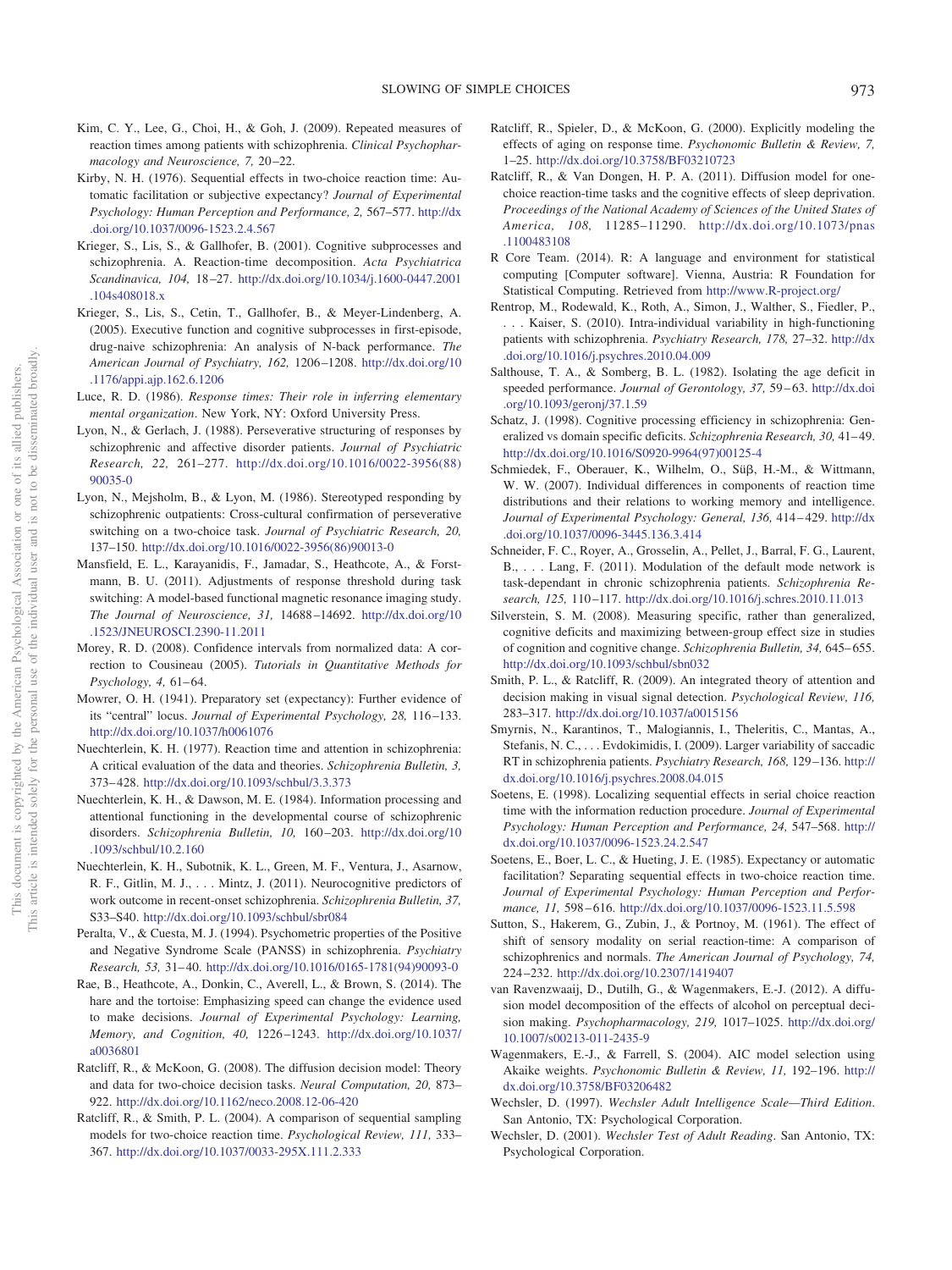Kim, C. Y., Lee, G., Choi, H., & Goh, J. (2009). Repeated measures of reaction times among patients with schizophrenia. *Clinical Psychopharmacology and Neuroscience, 7,* 20–22.

Kirby, N. H. (1976). Sequential effects in two-choice reaction time: Automatic facilitation or subjective expectancy? *Journal of Experimental Psychology: Human Perception and Performance, 2,* 567–577. http://dx.doi.org/10.1037/0096-1523.2.4.567

Krieger, S., Lis, S., & Gallhofer, B. (2001). Cognitive subprocesses and schizophrenia. A. Reaction-time decomposition. *Acta Psychiatrica Scandinavica, 104,* 18–27. http://dx.doi.org/10.1034/j.1600-0447.2001.104s408018.x

Krieger, S., Lis, S., Cetin, T., Gallhofer, B., & Meyer-Lindenberg, A. (2005). Executive function and cognitive subprocesses in first-episode, drug-naive schizophrenia: An analysis of N-back performance. *The American Journal of Psychiatry, 162,* 1206–1208. http://dx.doi.org/10.1176/appi.ajp.162.6.1206

Luce, R. D. (1986). *Response times: Their role in inferring elementary mental organization*. New York, NY: Oxford University Press.

Lyon, N., & Gerlach, J. (1988). Perseverative structuring of responses by schizophrenic and affective disorder patients. *Journal of Psychiatric Research, 22,* 261–277. http://dx.doi.org/10.1016/0022-3956(88)90035-0

Lyon, N., Mejsholm, B., & Lyon, M. (1986). Stereotyped responding by schizophrenic outpatients: Cross-cultural confirmation of perseverative switching on a two-choice task. *Journal of Psychiatric Research, 20,* 137–150. http://dx.doi.org/10.1016/0022-3956(86)90013-0

Mansfield, E. L., Karayanidis, F., Jamadar, S., Heathcote, A., & Forstmann, B. U. (2011). Adjustments of response threshold during task switching: A model-based functional magnetic resonance imaging study. *The Journal of Neuroscience, 31,* 14688–14692. http://dx.doi.org/10.1523/JNEUROSCI.2390-11.2011

Morey, R. D. (2008). Confidence intervals from normalized data: A correction to Cousineau (2005). *Tutorials in Quantitative Methods for Psychology, 4,* 61–64.

Mowrer, O. H. (1941). Preparatory set (expectancy): Further evidence of its "central" locus. *Journal of Experimental Psychology, 28,* 116–133. http://dx.doi.org/10.1037/h0061076

Nuechterlein, K. H. (1977). Reaction time and attention in schizophrenia: A critical evaluation of the data and theories. *Schizophrenia Bulletin, 3,* 373–428. http://dx.doi.org/10.1093/schbul/3.3.373

Nuechterlein, K. H., & Dawson, M. E. (1984). Information processing and attentional functioning in the developmental course of schizophrenic disorders. *Schizophrenia Bulletin, 10,* 160–203. http://dx.doi.org/10.1093/schbul/10.2.160

Nuechterlein, K. H., Subotnik, K. L., Green, M. F., Ventura, J., Asarnow, R. F., Gitlin, M. J., . . . Mintz, J. (2011). Neurocognitive predictors of work outcome in recent-onset schizophrenia. *Schizophrenia Bulletin, 37,* S33–S40. http://dx.doi.org/10.1093/schbul/sbr084

Peralta, V., & Cuesta, M. J. (1994). Psychometric properties of the Positive and Negative Syndrome Scale (PANSS) in schizophrenia. *Psychiatry Research, 53,* 31–40. http://dx.doi.org/10.1016/0165-1781(94)90093-0

Rae, B., Heathcote, A., Donkin, C., Averell, L., & Brown, S. (2014). The hare and the tortoise: Emphasizing speed can change the evidence used to make decisions. *Journal of Experimental Psychology: Learning, Memory, and Cognition, 40,* 1226–1243. http://dx.doi.org/10.1037/a0036801

Ratcliff, R., & McKoon, G. (2008). The diffusion decision model: Theory and data for two-choice decision tasks. *Neural Computation, 20,* 873–922. http://dx.doi.org/10.1162/neco.2008.12-06-420

Ratcliff, R., & Smith, P. L. (2004). A comparison of sequential sampling models for two-choice reaction time. *Psychological Review, 111,* 333–367. http://dx.doi.org/10.1037/0033-295X.111.2.333

Ratcliff, R., Spieler, D., & McKoon, G. (2000). Explicitly modeling the effects of aging on response time. *Psychonomic Bulletin & Review, 7,* 1–25. http://dx.doi.org/10.3758/BF03210723

Ratcliff, R., & Van Dongen, H. P. A. (2011). Diffusion model for one-choice reaction-time tasks and the cognitive effects of sleep deprivation. *Proceedings of the National Academy of Sciences of the United States of America, 108,* 11285–11290. http://dx.doi.org/10.1073/pnas.1100483108

R Core Team. (2014). R: A language and environment for statistical computing [Computer software]. Vienna, Austria: R Foundation for Statistical Computing. Retrieved from http://www.R-project.org/

Rentrop, M., Rodewald, K., Roth, A., Simon, J., Walther, S., Fiedler, P., . . . Kaiser, S. (2010). Intra-individual variability in high-functioning patients with schizophrenia. *Psychiatry Research, 178,* 27–32. http://dx.doi.org/10.1016/j.psychres.2010.04.009

Salthouse, T. A., & Somberg, B. L. (1982). Isolating the age deficit in speeded performance. *Journal of Gerontology, 37,* 59–63. http://dx.doi.org/10.1093/geronj/37.1.59

Schatz, J. (1998). Cognitive processing efficiency in schizophrenia: Generalized vs domain specific deficits. *Schizophrenia Research, 30,* 41–49. http://dx.doi.org/10.1016/S0920-9964(97)00125-4

Schmiedek, F., Oberauer, K., Wilhelm, O., Süβ, H.-M., & Wittmann, W. W. (2007). Individual differences in components of reaction time distributions and their relations to working memory and intelligence. *Journal of Experimental Psychology: General, 136,* 414–429. http://dx.doi.org/10.1037/0096-3445.136.3.414

Schneider, F. C., Royer, A., Grosselin, A., Pellet, J., Barral, F. G., Laurent, B., . . . Lang, F. (2011). Modulation of the default mode network is task-dependant in chronic schizophrenia patients. *Schizophrenia Research, 125,* 110–117. http://dx.doi.org/10.1016/j.schres.2010.11.013

Silverstein, S. M. (2008). Measuring specific, rather than generalized, cognitive deficits and maximizing between-group effect size in studies of cognition and cognitive change. *Schizophrenia Bulletin, 34,* 645–655. http://dx.doi.org/10.1093/schbul/sbn032

Smith, P. L., & Ratcliff, R. (2009). An integrated theory of attention and decision making in visual signal detection. *Psychological Review, 116,* 283–317. http://dx.doi.org/10.1037/a0015156

Smyrnis, N., Karantinos, T., Malogiannis, I., Theleritis, C., Mantas, A., Stefanis, N. C., . . . Evdokimidis, I. (2009). Larger variability of saccadic RT in schizophrenia patients. *Psychiatry Research, 168,* 129–136. http://dx.doi.org/10.1016/j.psychres.2008.04.015

Soetens, E. (1998). Localizing sequential effects in serial choice reaction time with the information reduction procedure. *Journal of Experimental Psychology: Human Perception and Performance, 24,* 547–568. http://dx.doi.org/10.1037/0096-1523.24.2.547

Soetens, E., Boer, L. C., & Hueting, J. E. (1985). Expectancy or automatic facilitation? Separating sequential effects in two-choice reaction time. *Journal of Experimental Psychology: Human Perception and Performance, 11,* 598–616. http://dx.doi.org/10.1037/0096-1523.11.5.598

Sutton, S., Hakerem, G., Zubin, J., & Portnoy, M. (1961). The effect of shift of sensory modality on serial reaction-time: A comparison of schizophrenics and normals. *The American Journal of Psychology, 74,* 224–232. http://dx.doi.org/10.2307/1419407

van Ravenzwaaij, D., Dutilh, G., & Wagenmakers, E.-J. (2012). A diffusion model decomposition of the effects of alcohol on perceptual decision making. *Psychopharmacology, 219,* 1017–1025. http://dx.doi.org/10.1007/s00213-011-2435-9

Wagenmakers, E.-J., & Farrell, S. (2004). AIC model selection using Akaike weights. *Psychonomic Bulletin & Review, 11,* 192–196. http://dx.doi.org/10.3758/BF03206482

Wechsler, D. (1997). *Wechsler Adult Intelligence Scale—Third Edition*. San Antonio, TX: Psychological Corporation.

Wechsler, D. (2001). *Wechsler Test of Adult Reading*. San Antonio, TX: Psychological Corporation.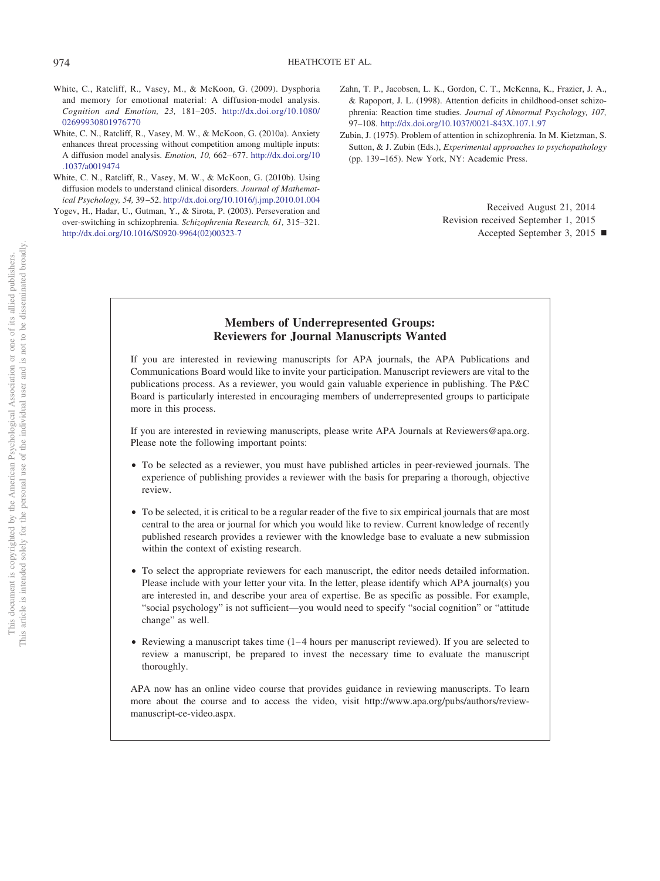White, C., Ratcliff, R., Vasey, M., & McKoon, G. (2009). Dysphoria and memory for emotional material: A diffusion-model analysis. *Cognition and Emotion, 23,* 181–205. http://dx.doi.org/10.1080/02699930801976770

White, C. N., Ratcliff, R., Vasey, M. W., & McKoon, G. (2010a). Anxiety enhances threat processing without competition among multiple inputs: A diffusion model analysis. *Emotion, 10,* 662–677. http://dx.doi.org/10.1037/a0019474

White, C. N., Ratcliff, R., Vasey, M. W., & McKoon, G. (2010b). Using diffusion models to understand clinical disorders. *Journal of Mathematical Psychology, 54,* 39–52. http://dx.doi.org/10.1016/j.jmp.2010.01.004

Yogev, H., Hadar, U., Gutman, Y., & Sirota, P. (2003). Perseveration and over-switching in schizophrenia. *Schizophrenia Research, 61,* 315–321. http://dx.doi.org/10.1016/S0920-9964(02)00323-7

Zahn, T. P., Jacobsen, L. K., Gordon, C. T., McKenna, K., Frazier, J. A., & Rapoport, J. L. (1998). Attention deficits in childhood-onset schizophrenia: Reaction time studies. *Journal of Abnormal Psychology, 107,* 97–108. http://dx.doi.org/10.1037/0021-843X.107.1.97

Zubin, J. (1975). Problem of attention in schizophrenia. In M. Kietzman, S. Sutton, & J. Zubin (Eds.), *Experimental approaches to psychopathology* (pp. 139–165). New York, NY: Academic Press.

Received August 21, 2014
Revision received September 1, 2015
Accepted September 3, 2015 ■

## Members of Underrepresented Groups: Reviewers for Journal Manuscripts Wanted

If you are interested in reviewing manuscripts for APA journals, the APA Publications and Communications Board would like to invite your participation. Manuscript reviewers are vital to the publications process. As a reviewer, you would gain valuable experience in publishing. The P&C Board is particularly interested in encouraging members of underrepresented groups to participate more in this process.

If you are interested in reviewing manuscripts, please write APA Journals at Reviewers@apa.org. Please note the following important points:

- To be selected as a reviewer, you must have published articles in peer-reviewed journals. The experience of publishing provides a reviewer with the basis for preparing a thorough, objective review.
- To be selected, it is critical to be a regular reader of the five to six empirical journals that are most central to the area or journal for which you would like to review. Current knowledge of recently published research provides a reviewer with the knowledge base to evaluate a new submission within the context of existing research.
- To select the appropriate reviewers for each manuscript, the editor needs detailed information. Please include with your letter your vita. In the letter, please identify which APA journal(s) you are interested in, and describe your area of expertise. Be as specific as possible. For example, "social psychology" is not sufficient—you would need to specify "social cognition" or "attitude change" as well.
- Reviewing a manuscript takes time (1–4 hours per manuscript reviewed). If you are selected to review a manuscript, be prepared to invest the necessary time to evaluate the manuscript thoroughly.

APA now has an online video course that provides guidance in reviewing manuscripts. To learn more about the course and to access the video, visit http://www.apa.org/pubs/authors/review-manuscript-ce-video.aspx.